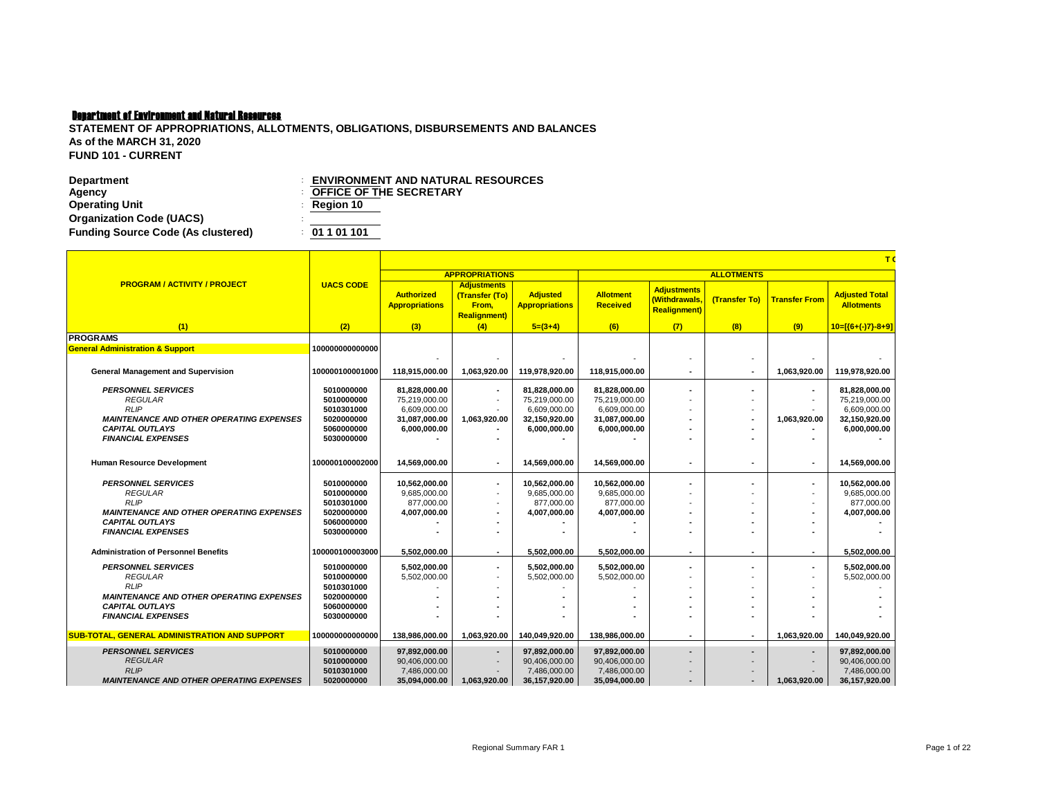**Department of Environment and Natural Resources**

**STATEMENT OF APPROPRIATIONS, ALLOTMENTS, OBLIGATIONS, DISBURSEMENTS AND BALANCES**
**As of the MARCH 31, 2020**
**FUND 101 - CURRENT**

| | | |
|---|---|---|
| **Department** | : | **ENVIRONMENT AND NATURAL RESOURCES** |
| **Agency** | : | **OFFICE OF THE SECRETARY** |
| **Operating Unit** | : | **Region 10** |
| **Organization Code (UACS)** | : | |
| **Funding Source Code (As clustered)** | : | **01 1 01 101** |

| PROGRAM / ACTIVITY / PROJECT | UACS CODE | APPROPRIATIONS | | | ALLOTMENTS | | | | |
|---|---|---|---|---|---|---|---|---|---|
| | | Authorized Appropriations | Adjustments (Transfer (To) From, Realignment) | Adjusted Appropriations | Allotment Received | Adjustments (Withdrawals, Realignment) | (Transfer To) | Transfer From | Adjusted Total Allotments |
| (1) | (2) | (3) | (4) | 5=(3+4) | (6) | (7) | (8) | (9) | 10=[(6+(-)7}-8+9] |
| **PROGRAMS** | | | | | | | | | |
| **General Administration & Support** | 100000000000000 | - | - | - | - | - | - | - | - |
| **General Management and Supervision** | 100000100001000 | 118,915,000.00 | 1,063,920.00 | 119,978,920.00 | 118,915,000.00 | - | - | 1,063,920.00 | 119,978,920.00 |
| *PERSONNEL SERVICES* | 5010000000 | 81,828,000.00 | - | 81,828,000.00 | 81,828,000.00 | - | - | - | 81,828,000.00 |
| *REGULAR* | 5010000000 | 75,219,000.00 | - | 75,219,000.00 | 75,219,000.00 | - | - | - | 75,219,000.00 |
| *RLIP* | 5010301000 | 6,609,000.00 | - | 6,609,000.00 | 6,609,000.00 | - | - | - | 6,609,000.00 |
| *MAINTENANCE AND OTHER OPERATING EXPENSES* | 5020000000 | 31,087,000.00 | 1,063,920.00 | 32,150,920.00 | 31,087,000.00 | - | - | 1,063,920.00 | 32,150,920.00 |
| *CAPITAL OUTLAYS* | 5060000000 | 6,000,000.00 | - | 6,000,000.00 | 6,000,000.00 | - | - | - | 6,000,000.00 |
| *FINANCIAL EXPENSES* | 5030000000 | - | - | - | - | - | - | - | - |
| **Human Resource Development** | 100000100002000 | 14,569,000.00 | - | 14,569,000.00 | 14,569,000.00 | - | - | - | 14,569,000.00 |
| *PERSONNEL SERVICES* | 5010000000 | 10,562,000.00 | - | 10,562,000.00 | 10,562,000.00 | - | - | - | 10,562,000.00 |
| *REGULAR* | 5010000000 | 9,685,000.00 | - | 9,685,000.00 | 9,685,000.00 | - | - | - | 9,685,000.00 |
| *RLIP* | 5010301000 | 877,000.00 | - | 877,000.00 | 877,000.00 | - | - | - | 877,000.00 |
| *MAINTENANCE AND OTHER OPERATING EXPENSES* | 5020000000 | 4,007,000.00 | - | 4,007,000.00 | 4,007,000.00 | - | - | - | 4,007,000.00 |
| *CAPITAL OUTLAYS* | 5060000000 | - | - | - | - | - | - | - | - |
| *FINANCIAL EXPENSES* | 5030000000 | - | - | - | - | - | - | - | - |
| **Administration of Personnel Benefits** | 100000100003000 | 5,502,000.00 | - | 5,502,000.00 | 5,502,000.00 | - | - | - | 5,502,000.00 |
| *PERSONNEL SERVICES* | 5010000000 | 5,502,000.00 | - | 5,502,000.00 | 5,502,000.00 | - | - | - | 5,502,000.00 |
| *REGULAR* | 5010000000 | 5,502,000.00 | - | 5,502,000.00 | 5,502,000.00 | - | - | - | 5,502,000.00 |
| *RLIP* | 5010301000 | | - | - | - | - | - | - | - |
| *MAINTENANCE AND OTHER OPERATING EXPENSES* | 5020000000 | - | - | - | - | - | - | - | - |
| *CAPITAL OUTLAYS* | 5060000000 | - | - | - | - | - | - | - | - |
| *FINANCIAL EXPENSES* | 5030000000 | - | - | - | - | - | - | - | - |
| **SUB-TOTAL, GENERAL ADMINISTRATION AND SUPPORT** | 100000000000000 | 138,986,000.00 | 1,063,920.00 | 140,049,920.00 | 138,986,000.00 | - | - | 1,063,920.00 | 140,049,920.00 |
| *PERSONNEL SERVICES* | 5010000000 | 97,892,000.00 | - | 97,892,000.00 | 97,892,000.00 | - | - | - | 97,892,000.00 |
| *REGULAR* | 5010000000 | 90,406,000.00 | - | 90,406,000.00 | 90,406,000.00 | - | - | - | 90,406,000.00 |
| *RLIP* | 5010301000 | 7,486,000.00 | - | 7,486,000.00 | 7,486,000.00 | - | - | - | 7,486,000.00 |
| *MAINTENANCE AND OTHER OPERATING EXPENSES* | 5020000000 | 35,094,000.00 | 1,063,920.00 | 36,157,920.00 | 35,094,000.00 | - | - | 1,063,920.00 | 36,157,920.00 |

Regional Summary FAR 1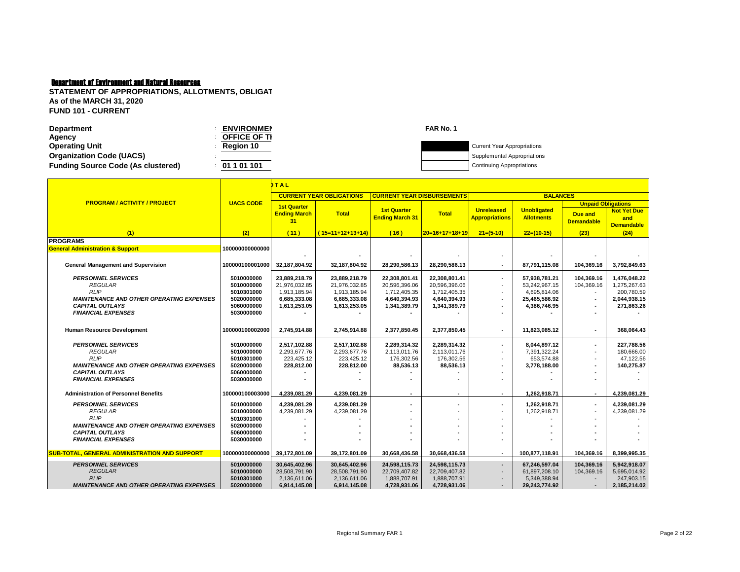**Department of Environment and Natural Resources**

**STATEMENT OF APPROPRIATIONS, ALLOTMENTS, OBLIGAT**
**As of the MARCH 31, 2020**
**FUND 101 - CURRENT**

| | | |
|---|---|---|
| **Department** | : | **ENVIRONMEN** |
| **Agency** | : | **OFFICE OF T** |
| **Operating Unit** | : | **Region 10** |
| **Organization Code (UACS)** | : | |
| **Funding Source Code (As clustered)** | : | **01 1 01 101** |

**FAR No. 1**

- Current Year Appropriations
- Supplemental Appropriations
- Continuing Appropriations

| PROGRAM / ACTIVITY / PROJECT | UACS CODE | TOTAL | | | | | | | |
|---|---|---|---|---|---|---|---|---|---|
| | | CURRENT YEAR OBLIGATIONS | | CURRENT YEAR DISBURSEMENTS | | BALANCES | | | |
| | | | | | | | | Unpaid Obligations | |
| | | 1st Quarter Ending March 31 | Total | 1st Quarter Ending March 31 | Total | Unreleased Appropriations | Unobligated Allotments | Due and Demandable | Not Yet Due and Demandable |
| (1) | (2) | (11) | (15=11+12+13+14) | (16) | 20=16+17+18+19 | 21=(5-10) | 22=(10-15) | (23) | (24) |
| **PROGRAMS** | | | | | | | | | |
| **General Administration & Support** | 100000000000000 | - | - | - | - | - | - | - | - |
| **General Management and Supervision** | 100000100001000 | **32,187,804.92** | **32,187,804.92** | **28,290,586.13** | **28,290,586.13** | **-** | **87,791,115.08** | **104,369.16** | **3,792,849.63** |
| ***PERSONNEL SERVICES*** | 5010000000 | **23,889,218.79** | **23,889,218.79** | **22,308,801.41** | **22,308,801.41** | **-** | **57,938,781.21** | **104,369.16** | **1,476,048.22** |
| *REGULAR* | 5010000000 | 21,976,032.85 | 21,976,032.85 | 20,596,396.06 | 20,596,396.06 | - | 53,242,967.15 | 104,369.16 | 1,275,267.63 |
| *RLIP* | 5010301000 | 1,913,185.94 | 1,913,185.94 | 1,712,405.35 | 1,712,405.35 | - | 4,695,814.06 | - | 200,780.59 |
| ***MAINTENANCE AND OTHER OPERATING EXPENSES*** | 5020000000 | **6,685,333.08** | **6,685,333.08** | **4,640,394.93** | **4,640,394.93** | **-** | **25,465,586.92** | **-** | **2,044,938.15** |
| ***CAPITAL OUTLAYS*** | 5060000000 | **1,613,253.05** | **1,613,253.05** | **1,341,389.79** | **1,341,389.79** | **-** | **4,386,746.95** | **-** | **271,863.26** |
| ***FINANCIAL EXPENSES*** | 5030000000 | **-** | **-** | **-** | **-** | **-** | **-** | **-** | **-** |
| **Human Resource Development** | 100000100002000 | **2,745,914.88** | **2,745,914.88** | **2,377,850.45** | **2,377,850.45** | **-** | **11,823,085.12** | **-** | **368,064.43** |
| ***PERSONNEL SERVICES*** | 5010000000 | **2,517,102.88** | **2,517,102.88** | **2,289,314.32** | **2,289,314.32** | **-** | **8,044,897.12** | **-** | **227,788.56** |
| *REGULAR* | 5010000000 | 2,293,677.76 | 2,293,677.76 | 2,113,011.76 | 2,113,011.76 | - | 7,391,322.24 | - | 180,666.00 |
| *RLIP* | 5010301000 | 223,425.12 | 223,425.12 | 176,302.56 | 176,302.56 | - | 653,574.88 | - | 47,122.56 |
| ***MAINTENANCE AND OTHER OPERATING EXPENSES*** | 5020000000 | **228,812.00** | **228,812.00** | **88,536.13** | **88,536.13** | **-** | **3,778,188.00** | **-** | **140,275.87** |
| ***CAPITAL OUTLAYS*** | 5060000000 | **-** | **-** | **-** | **-** | **-** | **-** | **-** | **-** |
| ***FINANCIAL EXPENSES*** | 5030000000 | **-** | **-** | **-** | **-** | **-** | **-** | **-** | **-** |
| **Administration of Personnel Benefits** | 100000100003000 | **4,239,081.29** | **4,239,081.29** | **-** | **-** | **-** | **1,262,918.71** | **-** | **4,239,081.29** |
| ***PERSONNEL SERVICES*** | 5010000000 | **4,239,081.29** | **4,239,081.29** | **-** | **-** | **-** | **1,262,918.71** | **-** | **4,239,081.29** |
| *REGULAR* | 5010000000 | 4,239,081.29 | 4,239,081.29 | - | - | - | 1,262,918.71 | - | 4,239,081.29 |
| *RLIP* | 5010301000 | - | - | - | - | - | - | - | - |
| ***MAINTENANCE AND OTHER OPERATING EXPENSES*** | 5020000000 | **-** | **-** | **-** | **-** | **-** | **-** | **-** | **-** |
| ***CAPITAL OUTLAYS*** | 5060000000 | **-** | **-** | **-** | **-** | **-** | **-** | **-** | **-** |
| ***FINANCIAL EXPENSES*** | 5030000000 | **-** | **-** | **-** | **-** | **-** | **-** | **-** | **-** |
| **SUB-TOTAL, GENERAL ADMINISTRATION AND SUPPORT** | 100000000000000 | **39,172,801.09** | **39,172,801.09** | **30,668,436.58** | **30,668,436.58** | **-** | **100,877,118.91** | **104,369.16** | **8,399,995.35** |
| ***PERSONNEL SERVICES*** | 5010000000 | **30,645,402.96** | **30,645,402.96** | **24,598,115.73** | **24,598,115.73** | **-** | **67,246,597.04** | **104,369.16** | **5,942,918.07** |
| *REGULAR* | 5010000000 | 28,508,791.90 | 28,508,791.90 | 22,709,407.82 | 22,709,407.82 | - | 61,897,208.10 | 104,369.16 | 5,695,014.92 |
| *RLIP* | 5010301000 | 2,136,611.06 | 2,136,611.06 | 1,888,707.91 | 1,888,707.91 | - | 5,349,388.94 | - | 247,903.15 |
| ***MAINTENANCE AND OTHER OPERATING EXPENSES*** | 5020000000 | **6,914,145.08** | **6,914,145.08** | **4,728,931.06** | **4,728,931.06** | **-** | **29,243,774.92** | **-** | **2,185,214.02** |

Regional Summary FAR 1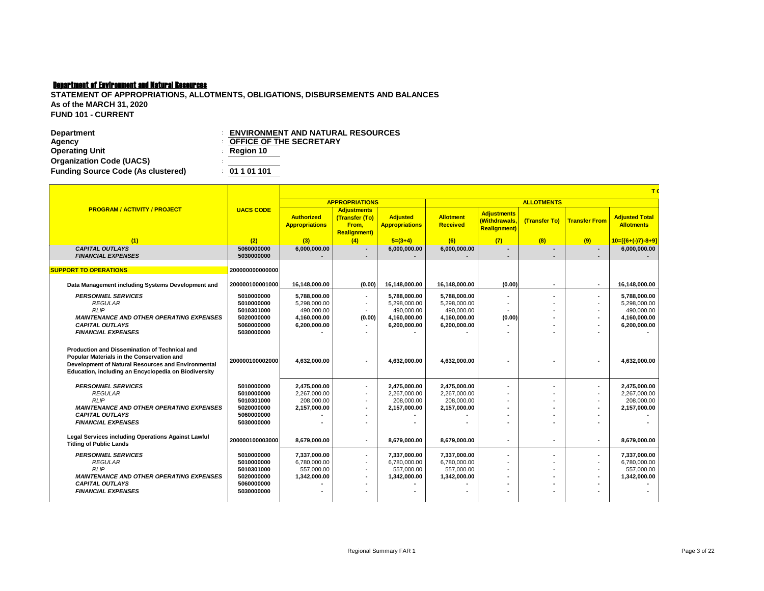**Department of Environment and Natural Resources**

**STATEMENT OF APPROPRIATIONS, ALLOTMENTS, OBLIGATIONS, DISBURSEMENTS AND BALANCES**
**As of the MARCH 31, 2020**
**FUND 101 - CURRENT**

| | |
|---|---|
| **Department** | : **ENVIRONMENT AND NATURAL RESOURCES** |
| **Agency** | : **OFFICE OF THE SECRETARY** |
| **Operating Unit** | : **Region 10** |
| **Organization Code (UACS)** | : |
| **Funding Source Code (As clustered)** | : **01 1 01 101** |

| PROGRAM / ACTIVITY / PROJECT | UACS CODE | APPROPRIATIONS | | | ALLOTMENTS | | | | |
|---|---|---|---|---|---|---|---|---|---|
| | | Authorized Appropriations | Adjustments (Transfer (To) From, Realignment) | Adjusted Appropriations | Allotment Received | Adjustments (Withdrawals, Realignment) | (Transfer To) | Transfer From | Adjusted Total Allotments |
| (1) | (2) | (3) | (4) | 5=(3+4) | (6) | (7) | (8) | (9) | 10=[{6+(-)7}-8+9] |
| *CAPITAL OUTLAYS* | 5060000000 | 6,000,000.00 | - | 6,000,000.00 | 6,000,000.00 | - | - | - | 6,000,000.00 |
| *FINANCIAL EXPENSES* | 5030000000 | - | - | - | - | - | - | - | - |
| **SUPPORT TO OPERATIONS** | 200000000000000 | | | | | | | | |
| Data Management including Systems Development and | 200000100001000 | 16,148,000.00 | (0.00) | 16,148,000.00 | 16,148,000.00 | (0.00) | - | - | 16,148,000.00 |
| *PERSONNEL SERVICES* | 5010000000 | 5,788,000.00 | - | 5,788,000.00 | 5,788,000.00 | - | - | - | 5,788,000.00 |
| *REGULAR* | 5010000000 | 5,298,000.00 | - | 5,298,000.00 | 5,298,000.00 | - | - | - | 5,298,000.00 |
| *RLIP* | 5010301000 | 490,000.00 | - | 490,000.00 | 490,000.00 | - | - | - | 490,000.00 |
| *MAINTENANCE AND OTHER OPERATING EXPENSES* | 5020000000 | 4,160,000.00 | (0.00) | 4,160,000.00 | 4,160,000.00 | (0.00) | - | - | 4,160,000.00 |
| *CAPITAL OUTLAYS* | 5060000000 | 6,200,000.00 | - | 6,200,000.00 | 6,200,000.00 | - | - | - | 6,200,000.00 |
| *FINANCIAL EXPENSES* | 5030000000 | - | - | - | - | - | - | - | - |
| Production and Dissemination of Technical and Popular Materials in the Conservation and Development of Natural Resources and Environmental Education, including an Encyclopedia on Biodiversity | 200000100002000 | 4,632,000.00 | - | 4,632,000.00 | 4,632,000.00 | - | - | - | 4,632,000.00 |
| *PERSONNEL SERVICES* | 5010000000 | 2,475,000.00 | - | 2,475,000.00 | 2,475,000.00 | - | - | - | 2,475,000.00 |
| *REGULAR* | 5010000000 | 2,267,000.00 | - | 2,267,000.00 | 2,267,000.00 | - | - | - | 2,267,000.00 |
| *RLIP* | 5010301000 | 208,000.00 | - | 208,000.00 | 208,000.00 | - | - | - | 208,000.00 |
| *MAINTENANCE AND OTHER OPERATING EXPENSES* | 5020000000 | 2,157,000.00 | - | 2,157,000.00 | 2,157,000.00 | - | - | - | 2,157,000.00 |
| *CAPITAL OUTLAYS* | 5060000000 | - | - | - | - | - | - | - | - |
| *FINANCIAL EXPENSES* | 5030000000 | - | - | - | - | - | - | - | - |
| Legal Services including Operations Against Lawful Titling of Public Lands | 200000100003000 | 8,679,000.00 | - | 8,679,000.00 | 8,679,000.00 | - | - | - | 8,679,000.00 |
| *PERSONNEL SERVICES* | 5010000000 | 7,337,000.00 | - | 7,337,000.00 | 7,337,000.00 | - | - | - | 7,337,000.00 |
| *REGULAR* | 5010000000 | 6,780,000.00 | - | 6,780,000.00 | 6,780,000.00 | - | - | - | 6,780,000.00 |
| *RLIP* | 5010301000 | 557,000.00 | - | 557,000.00 | 557,000.00 | - | - | - | 557,000.00 |
| *MAINTENANCE AND OTHER OPERATING EXPENSES* | 5020000000 | 1,342,000.00 | - | 1,342,000.00 | 1,342,000.00 | - | - | - | 1,342,000.00 |
| *CAPITAL OUTLAYS* | 5060000000 | - | - | - | - | - | - | - | - |
| *FINANCIAL EXPENSES* | 5030000000 | - | - | - | - | - | - | - | - |

Regional Summary FAR 1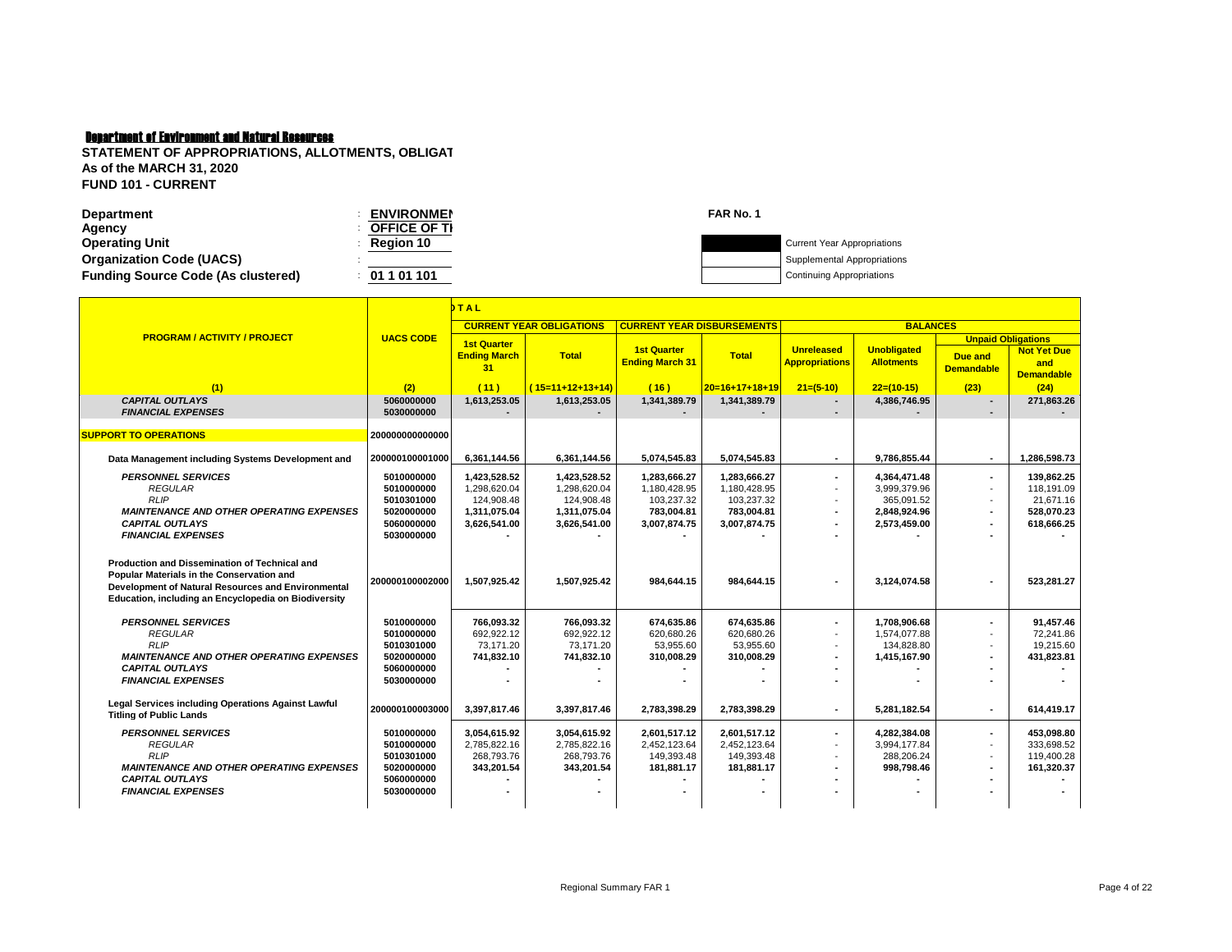**Department of Environment and Natural Resources**

**STATEMENT OF APPROPRIATIONS, ALLOTMENTS, OBLIGAT**
**As of the MARCH 31, 2020**
**FUND 101 - CURRENT**

**Department** : **ENVIRONMEN**
**Agency** : **OFFICE OF TI**
**Operating Unit** : **Region 10**
**Organization Code (UACS)** :
**Funding Source Code (As clustered)** : **01 1 01 101**

**FAR No. 1**

Current Year Appropriations
Supplemental Appropriations
Continuing Appropriations

| PROGRAM / ACTIVITY / PROJECT | UACS CODE | TOTAL | | | | | | | |
|---|---|---|---|---|---|---|---|---|---|
| | | CURRENT YEAR OBLIGATIONS | | CURRENT YEAR DISBURSEMENTS | | BALANCES | | | |
| | | | | | | | | Unpaid Obligations | |
| | | 1st Quarter Ending March 31 | Total | 1st Quarter Ending March 31 | Total | Unreleased Appropriations | Unobligated Allotments | Due and Demandable | Not Yet Due and Demandable |
| (1) | (2) | (11) | (15=11+12+13+14) | (16) | 20=16+17+18+19 | 21=(5-10) | 22=(10-15) | (23) | (24) |
| *CAPITAL OUTLAYS* | 5060000000 | 1,613,253.05 | 1,613,253.05 | 1,341,389.79 | 1,341,389.79 | - | 4,386,746.95 | - | 271,863.26 |
| *FINANCIAL EXPENSES* | 5030000000 | - | - | - | - | - | - | - | - |
| **SUPPORT TO OPERATIONS** | 200000000000000 | | | | | | | | |
| **Data Management including Systems Development and** | 200000100001000 | 6,361,144.56 | 6,361,144.56 | 5,074,545.83 | 5,074,545.83 | - | 9,786,855.44 | - | 1,286,598.73 |
| *PERSONNEL SERVICES* | 5010000000 | 1,423,528.52 | 1,423,528.52 | 1,283,666.27 | 1,283,666.27 | - | 4,364,471.48 | - | 139,862.25 |
| *REGULAR* | 5010000000 | 1,298,620.04 | 1,298,620.04 | 1,180,428.95 | 1,180,428.95 | - | 3,999,379.96 | - | 118,191.09 |
| *RLIP* | 5010301000 | 124,908.48 | 124,908.48 | 103,237.32 | 103,237.32 | - | 365,091.52 | - | 21,671.16 |
| *MAINTENANCE AND OTHER OPERATING EXPENSES* | 5020000000 | 1,311,075.04 | 1,311,075.04 | 783,004.81 | 783,004.81 | - | 2,848,924.96 | - | 528,070.23 |
| *CAPITAL OUTLAYS* | 5060000000 | 3,626,541.00 | 3,626,541.00 | 3,007,874.75 | 3,007,874.75 | - | 2,573,459.00 | - | 618,666.25 |
| *FINANCIAL EXPENSES* | 5030000000 | - | - | - | - | - | - | - | - |
| **Production and Dissemination of Technical and Popular Materials in the Conservation and Development of Natural Resources and Environmental Education, including an Encyclopedia on Biodiversity** | 200000100002000 | 1,507,925.42 | 1,507,925.42 | 984,644.15 | 984,644.15 | - | 3,124,074.58 | - | 523,281.27 |
| *PERSONNEL SERVICES* | 5010000000 | 766,093.32 | 766,093.32 | 674,635.86 | 674,635.86 | - | 1,708,906.68 | - | 91,457.46 |
| *REGULAR* | 5010000000 | 692,922.12 | 692,922.12 | 620,680.26 | 620,680.26 | - | 1,574,077.88 | - | 72,241.86 |
| *RLIP* | 5010301000 | 73,171.20 | 73,171.20 | 53,955.60 | 53,955.60 | - | 134,828.80 | - | 19,215.60 |
| *MAINTENANCE AND OTHER OPERATING EXPENSES* | 5020000000 | 741,832.10 | 741,832.10 | 310,008.29 | 310,008.29 | - | 1,415,167.90 | - | 431,823.81 |
| *CAPITAL OUTLAYS* | 5060000000 | - | - | - | - | - | - | - | - |
| *FINANCIAL EXPENSES* | 5030000000 | - | - | - | - | - | - | - | - |
| **Legal Services including Operations Against Lawful Titling of Public Lands** | 200000100003000 | 3,397,817.46 | 3,397,817.46 | 2,783,398.29 | 2,783,398.29 | - | 5,281,182.54 | - | 614,419.17 |
| *PERSONNEL SERVICES* | 5010000000 | 3,054,615.92 | 3,054,615.92 | 2,601,517.12 | 2,601,517.12 | - | 4,282,384.08 | - | 453,098.80 |
| *REGULAR* | 5010000000 | 2,785,822.16 | 2,785,822.16 | 2,452,123.64 | 2,452,123.64 | - | 3,994,177.84 | - | 333,698.52 |
| *RLIP* | 5010301000 | 268,793.76 | 268,793.76 | 149,393.48 | 149,393.48 | - | 288,206.24 | - | 119,400.28 |
| *MAINTENANCE AND OTHER OPERATING EXPENSES* | 5020000000 | 343,201.54 | 343,201.54 | 181,881.17 | 181,881.17 | - | 998,798.46 | - | 161,320.37 |
| *CAPITAL OUTLAYS* | 5060000000 | - | - | - | - | - | - | - | - |
| *FINANCIAL EXPENSES* | 5030000000 | - | - | - | - | - | - | - | - |

Regional Summary FAR 1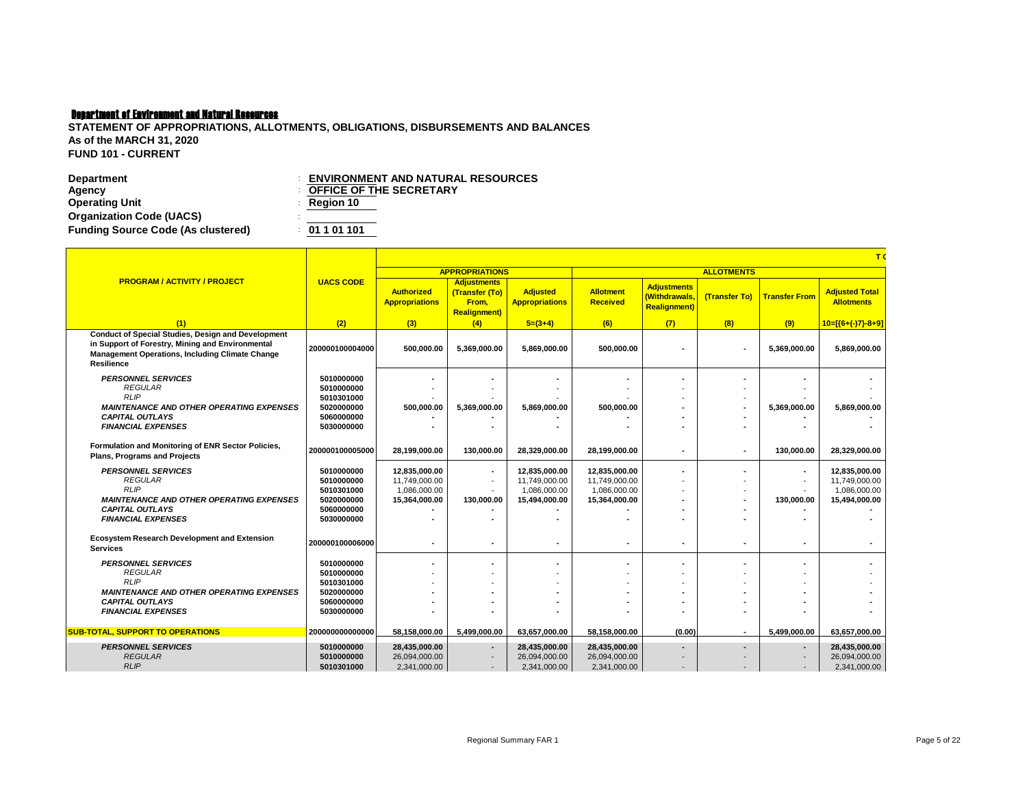**Department of Environment and Natural Resources**

**STATEMENT OF APPROPRIATIONS, ALLOTMENTS, OBLIGATIONS, DISBURSEMENTS AND BALANCES**
**As of the MARCH 31, 2020**
**FUND 101 - CURRENT**

| | | |
|---|---|---|
| **Department** | : | **ENVIRONMENT AND NATURAL RESOURCES** |
| **Agency** | : | **OFFICE OF THE SECRETARY** |
| **Operating Unit** | : | **Region 10** |
| **Organization Code (UACS)** | : | |
| **Funding Source Code (As clustered)** | : | **01 1 01 101** |

| PROGRAM / ACTIVITY / PROJECT | UACS CODE | APPROPRIATIONS | | | ALLOTMENTS | | | | |
|---|---|---|---|---|---|---|---|---|---|
| | | Authorized Appropriations | Adjustments (Transfer (To) From, Realignment) | Adjusted Appropriations | Allotment Received | Adjustments (Withdrawals, Realignment) | (Transfer To) | Transfer From | Adjusted Total Allotments |
| (1) | (2) | (3) | (4) | 5=(3+4) | (6) | (7) | (8) | (9) | 10=[(6+(-)7)-8+9] |
| **Conduct of Special Studies, Design and Development in Support of Forestry, Mining and Environmental Management Operations, Including Climate Change Resilience** | 200000100004000 | 500,000.00 | 5,369,000.00 | 5,869,000.00 | 500,000.00 | - | - | 5,369,000.00 | 5,869,000.00 |
| ***PERSONNEL SERVICES*** | 5010000000 | - | - | - | - | - | - | - | - |
| *REGULAR* | 5010000000 | - | - | - | - | - | - | - | - |
| *RLIP* | 5010301000 | - | - | - | - | - | - | - | - |
| ***MAINTENANCE AND OTHER OPERATING EXPENSES*** | 5020000000 | 500,000.00 | 5,369,000.00 | 5,869,000.00 | 500,000.00 | - | - | 5,369,000.00 | 5,869,000.00 |
| ***CAPITAL OUTLAYS*** | 5060000000 | - | - | - | - | - | - | - | - |
| ***FINANCIAL EXPENSES*** | 5030000000 | - | - | - | - | - | - | - | - |
| **Formulation and Monitoring of ENR Sector Policies, Plans, Programs and Projects** | 200000100005000 | 28,199,000.00 | 130,000.00 | 28,329,000.00 | 28,199,000.00 | - | - | 130,000.00 | 28,329,000.00 |
| ***PERSONNEL SERVICES*** | 5010000000 | 12,835,000.00 | - | 12,835,000.00 | 12,835,000.00 | - | - | - | 12,835,000.00 |
| *REGULAR* | 5010000000 | 11,749,000.00 | - | 11,749,000.00 | 11,749,000.00 | - | - | - | 11,749,000.00 |
| *RLIP* | 5010301000 | 1,086,000.00 | - | 1,086,000.00 | 1,086,000.00 | - | - | - | 1,086,000.00 |
| ***MAINTENANCE AND OTHER OPERATING EXPENSES*** | 5020000000 | 15,364,000.00 | 130,000.00 | 15,494,000.00 | 15,364,000.00 | - | - | 130,000.00 | 15,494,000.00 |
| ***CAPITAL OUTLAYS*** | 5060000000 | - | - | - | - | - | - | - | - |
| ***FINANCIAL EXPENSES*** | 5030000000 | - | - | - | - | - | - | - | - |
| **Ecosystem Research Development and Extension Services** | 200000100006000 | - | - | - | - | - | - | - | - |
| ***PERSONNEL SERVICES*** | 5010000000 | - | - | - | - | - | - | - | - |
| *REGULAR* | 5010000000 | - | - | - | - | - | - | - | - |
| *RLIP* | 5010301000 | - | - | - | - | - | - | - | - |
| ***MAINTENANCE AND OTHER OPERATING EXPENSES*** | 5020000000 | - | - | - | - | - | - | - | - |
| ***CAPITAL OUTLAYS*** | 5060000000 | - | - | - | - | - | - | - | - |
| ***FINANCIAL EXPENSES*** | 5030000000 | - | - | - | - | - | - | - | - |
| **SUB-TOTAL, SUPPORT TO OPERATIONS** | 200000000000000 | 58,158,000.00 | 5,499,000.00 | 63,657,000.00 | 58,158,000.00 | (0.00) | - | 5,499,000.00 | 63,657,000.00 |
| ***PERSONNEL SERVICES*** | 5010000000 | 28,435,000.00 | - | 28,435,000.00 | 28,435,000.00 | - | - | - | 28,435,000.00 |
| *REGULAR* | 5010000000 | 26,094,000.00 | - | 26,094,000.00 | 26,094,000.00 | - | - | - | 26,094,000.00 |
| *RLIP* | 5010301000 | 2,341,000.00 | - | 2,341,000.00 | 2,341,000.00 | - | - | - | 2,341,000.00 |

Regional Summary FAR 1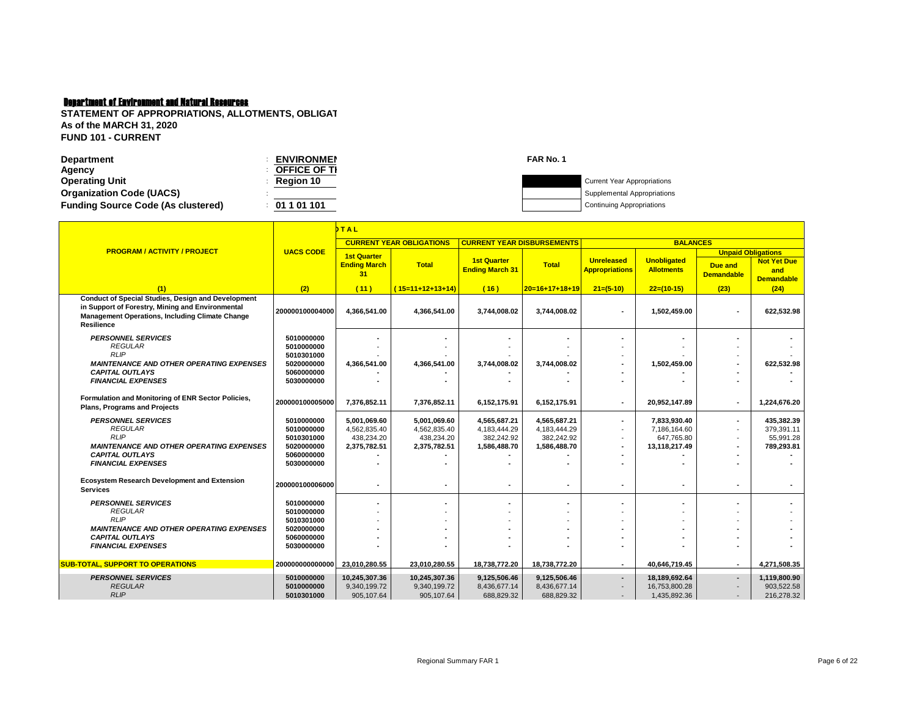**Department of Environment and Natural Resources**

**STATEMENT OF APPROPRIATIONS, ALLOTMENTS, OBLIGAT**
**As of the MARCH 31, 2020**
**FUND 101 - CURRENT**

**Department** : **ENVIRONMEN**
**Agency** : **OFFICE OF TI**
**Operating Unit** : **Region 10**
**Organization Code (UACS)** :
**Funding Source Code (As clustered)** : **01 1 01 101**

**FAR No. 1**

- Current Year Appropriations
- Supplemental Appropriations
- Continuing Appropriations

| PROGRAM / ACTIVITY / PROJECT | UACS CODE | TOTAL | | | | | | | |
|---|---|---|---|---|---|---|---|---|---|
| | | CURRENT YEAR OBLIGATIONS | | CURRENT YEAR DISBURSEMENTS | | BALANCES | | | |
| | | | | | | | | Unpaid Obligations | |
| | | 1st Quarter Ending March 31 | Total | 1st Quarter Ending March 31 | Total | Unreleased Appropriations | Unobligated Allotments | Due and Demandable | Not Yet Due and Demandable |
| (1) | (2) | (11) | (15=11+12+13+14) | (16) | 20=16+17+18+19 | 21=(5-10) | 22=(10-15) | (23) | (24) |
| **Conduct of Special Studies, Design and Development in Support of Forestry, Mining and Environmental Management Operations, Including Climate Change Resilience** | **200000100004000** | **4,366,541.00** | **4,366,541.00** | **3,744,008.02** | **3,744,008.02** | **-** | **1,502,459.00** | **-** | **622,532.98** |
| *PERSONNEL SERVICES* | 5010000000 | - | - | - | - | - | - | - | - |
| *REGULAR* | 5010000000 | - | - | - | - | - | - | - | - |
| *RLIP* | 5010301000 | - | - | - | - | - | - | - | - |
| *MAINTENANCE AND OTHER OPERATING EXPENSES* | 5020000000 | 4,366,541.00 | 4,366,541.00 | 3,744,008.02 | 3,744,008.02 | - | 1,502,459.00 | - | 622,532.98 |
| *CAPITAL OUTLAYS* | 5060000000 | - | - | - | - | - | - | - | - |
| *FINANCIAL EXPENSES* | 5030000000 | - | - | - | - | - | - | - | - |
| **Formulation and Monitoring of ENR Sector Policies, Plans, Programs and Projects** | **200000100005000** | **7,376,852.11** | **7,376,852.11** | **6,152,175.91** | **6,152,175.91** | **-** | **20,952,147.89** | **-** | **1,224,676.20** |
| *PERSONNEL SERVICES* | 5010000000 | 5,001,069.60 | 5,001,069.60 | 4,565,687.21 | 4,565,687.21 | - | 7,833,930.40 | - | 435,382.39 |
| *REGULAR* | 5010000000 | 4,562,835.40 | 4,562,835.40 | 4,183,444.29 | 4,183,444.29 | - | 7,186,164.60 | - | 379,391.11 |
| *RLIP* | 5010301000 | 438,234.20 | 438,234.20 | 382,242.92 | 382,242.92 | - | 647,765.80 | - | 55,991.28 |
| *MAINTENANCE AND OTHER OPERATING EXPENSES* | 5020000000 | 2,375,782.51 | 2,375,782.51 | 1,586,488.70 | 1,586,488.70 | - | 13,118,217.49 | - | 789,293.81 |
| *CAPITAL OUTLAYS* | 5060000000 | - | - | - | - | - | - | - | - |
| *FINANCIAL EXPENSES* | 5030000000 | - | - | - | - | - | - | - | - |
| **Ecosystem Research Development and Extension Services** | **200000100006000** | **-** | **-** | **-** | **-** | **-** | **-** | **-** | **-** |
| *PERSONNEL SERVICES* | 5010000000 | - | - | - | - | - | - | - | - |
| *REGULAR* | 5010000000 | - | - | - | - | - | - | - | - |
| *RLIP* | 5010301000 | - | - | - | - | - | - | - | - |
| *MAINTENANCE AND OTHER OPERATING EXPENSES* | 5020000000 | - | - | - | - | - | - | - | - |
| *CAPITAL OUTLAYS* | 5060000000 | - | - | - | - | - | - | - | - |
| *FINANCIAL EXPENSES* | 5030000000 | - | - | - | - | - | - | - | - |
| **SUB-TOTAL, SUPPORT TO OPERATIONS** | **200000000000000** | **23,010,280.55** | **23,010,280.55** | **18,738,772.20** | **18,738,772.20** | **-** | **40,646,719.45** | **-** | **4,271,508.35** |
| *PERSONNEL SERVICES* | 5010000000 | 10,245,307.36 | 10,245,307.36 | 9,125,506.46 | 9,125,506.46 | - | 18,189,692.64 | - | 1,119,800.90 |
| *REGULAR* | 5010000000 | 9,340,199.72 | 9,340,199.72 | 8,436,677.14 | 8,436,677.14 | - | 16,753,800.28 | - | 903,522.58 |
| *RLIP* | 5010301000 | 905,107.64 | 905,107.64 | 688,829.32 | 688,829.32 | - | 1,435,892.36 | - | 216,278.32 |

Regional Summary FAR 1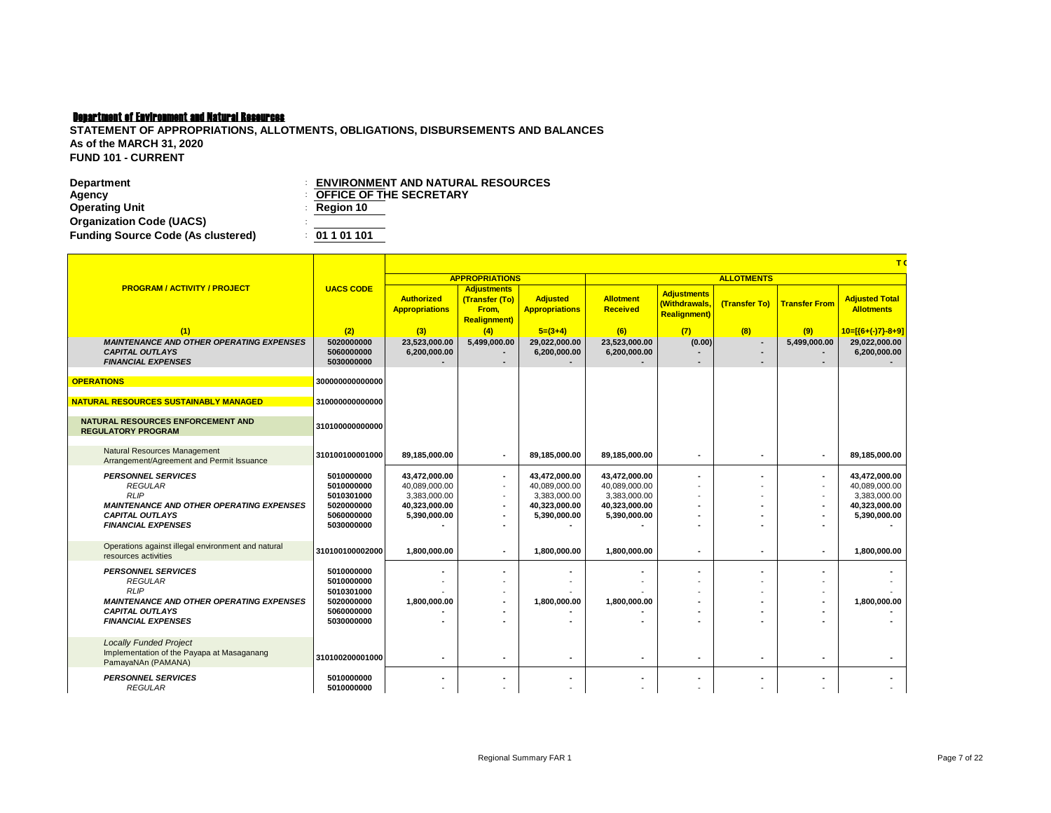Department of Environment and Natural Resources

**STATEMENT OF APPROPRIATIONS, ALLOTMENTS, OBLIGATIONS, DISBURSEMENTS AND BALANCES**
**As of the MARCH 31, 2020**
**FUND 101 - CURRENT**

| | | |
|---|---|---|
| **Department** | : | **ENVIRONMENT AND NATURAL RESOURCES** |
| **Agency** | : | **OFFICE OF THE SECRETARY** |
| **Operating Unit** | : | **Region 10** |
| **Organization Code (UACS)** | : | |
| **Funding Source Code (As clustered)** | : | **01 1 01 101** |

| PROGRAM / ACTIVITY / PROJECT | UACS CODE | APPROPRIATIONS | | | ALLOTMENTS | | | | |
|---|---|---|---|---|---|---|---|---|---|
| | | Authorized Appropriations | Adjustments (Transfer (To) From, Realignment) | Adjusted Appropriations | Allotment Received | Adjustments (Withdrawals, Realignment) | (Transfer To) | Transfer From | Adjusted Total Allotments |
| (1) | (2) | (3) | (4) | 5=(3+4) | (6) | (7) | (8) | (9) | 10=[{6+(-)7}-8+9] |
| ***MAINTENANCE AND OTHER OPERATING EXPENSES*** | 5020000000 | 23,523,000.00 | 5,499,000.00 | 29,022,000.00 | 23,523,000.00 | (0.00) | - | 5,499,000.00 | 29,022,000.00 |
| ***CAPITAL OUTLAYS*** | 5060000000 | 6,200,000.00 | - | 6,200,000.00 | 6,200,000.00 | - | - | - | 6,200,000.00 |
| ***FINANCIAL EXPENSES*** | 5030000000 | - | - | - | - | - | - | - | - |
| **OPERATIONS** | 300000000000000 | | | | | | | | |
| **NATURAL RESOURCES SUSTAINABLY MANAGED** | 310000000000000 | | | | | | | | |
| **NATURAL RESOURCES ENFORCEMENT AND REGULATORY PROGRAM** | 310100000000000 | | | | | | | | |
| Natural Resources Management Arrangement/Agreement and Permit Issuance | 310100100001000 | 89,185,000.00 | - | 89,185,000.00 | 89,185,000.00 | - | - | - | 89,185,000.00 |
| ***PERSONNEL SERVICES*** | 5010000000 | 43,472,000.00 | - | 43,472,000.00 | 43,472,000.00 | - | - | - | 43,472,000.00 |
| *REGULAR* | 5010000000 | 40,089,000.00 | - | 40,089,000.00 | 40,089,000.00 | - | - | - | 40,089,000.00 |
| *RLIP* | 5010301000 | 3,383,000.00 | - | 3,383,000.00 | 3,383,000.00 | - | - | - | 3,383,000.00 |
| ***MAINTENANCE AND OTHER OPERATING EXPENSES*** | 5020000000 | 40,323,000.00 | - | 40,323,000.00 | 40,323,000.00 | - | - | - | 40,323,000.00 |
| ***CAPITAL OUTLAYS*** | 5060000000 | 5,390,000.00 | - | 5,390,000.00 | 5,390,000.00 | - | - | - | 5,390,000.00 |
| ***FINANCIAL EXPENSES*** | 5030000000 | - | - | - | - | - | - | - | - |
| Operations against illegal environment and natural resources activities | 310100100002000 | 1,800,000.00 | - | 1,800,000.00 | 1,800,000.00 | - | - | - | 1,800,000.00 |
| ***PERSONNEL SERVICES*** | 5010000000 | - | - | - | - | - | - | - | - |
| *REGULAR* | 5010000000 | - | - | - | - | - | - | - | - |
| *RLIP* | 5010301000 | - | - | - | - | - | - | - | - |
| ***MAINTENANCE AND OTHER OPERATING EXPENSES*** | 5020000000 | 1,800,000.00 | - | 1,800,000.00 | 1,800,000.00 | - | - | - | 1,800,000.00 |
| ***CAPITAL OUTLAYS*** | 5060000000 | - | - | - | - | - | - | - | - |
| ***FINANCIAL EXPENSES*** | 5030000000 | - | - | - | - | - | - | - | - |
| *Locally Funded Project* Implementation of the Payapa at Masaganang PamayaNAn (PAMANA) | 310100200001000 | - | - | - | - | - | - | - | - |
| ***PERSONNEL SERVICES*** | 5010000000 | - | - | - | - | - | - | - | - |
| *REGULAR* | 5010000000 | - | - | - | - | - | - | - | - |

Regional Summary FAR 1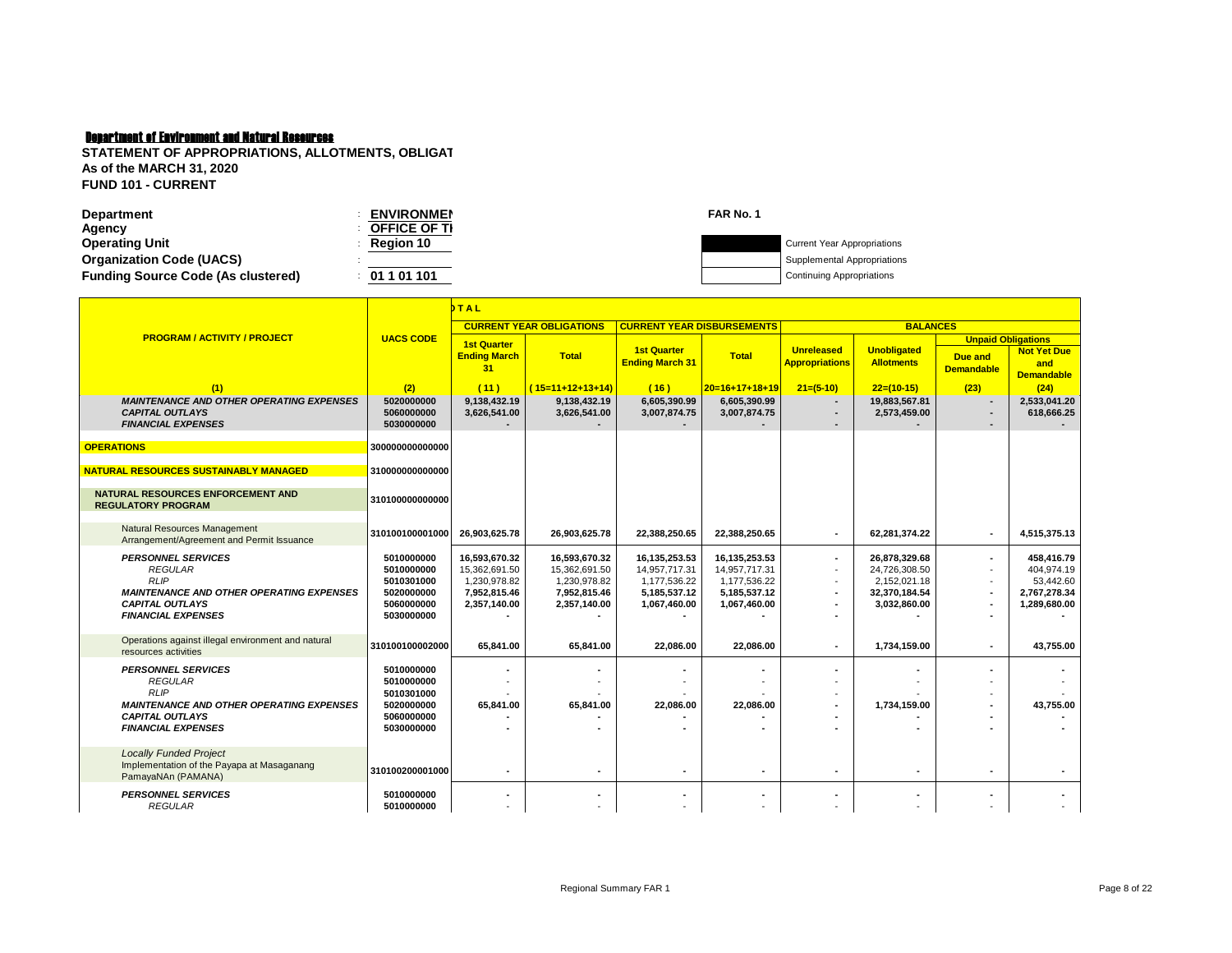Department of Environment and Natural Resources

**STATEMENT OF APPROPRIATIONS, ALLOTMENTS, OBLIGAT**
**As of the MARCH 31, 2020**
**FUND 101 - CURRENT**

**Department** : **ENVIRONMEN**
**Agency** : **OFFICE OF TI**
**Operating Unit** : **Region 10**
**Organization Code (UACS)** :
**Funding Source Code (As clustered)** : **01 1 01 101**

**FAR No. 1**

Current Year Appropriations
Supplemental Appropriations
Continuing Appropriations

| PROGRAM / ACTIVITY / PROJECT | UACS CODE | TOTAL | | | | | | | |
|---|---|---|---|---|---|---|---|---|---|
| | | CURRENT YEAR OBLIGATIONS | | CURRENT YEAR DISBURSEMENTS | | BALANCES | | | |
| | | | | | | | | Unpaid Obligations | |
| | | 1st Quarter Ending March 31 | Total | 1st Quarter Ending March 31 | Total | Unreleased Appropriations | Unobligated Allotments | Due and Demandable | Not Yet Due and Demandable |
| (1) | (2) | (11) | (15=11+12+13+14) | (16) | 20=16+17+18+19 | 21=(5-10) | 22=(10-15) | (23) | (24) |
| *MAINTENANCE AND OTHER OPERATING EXPENSES* | 5020000000 | 9,138,432.19 | 9,138,432.19 | 6,605,390.99 | 6,605,390.99 | - | 19,883,567.81 | - | 2,533,041.20 |
| *CAPITAL OUTLAYS* | 5060000000 | 3,626,541.00 | 3,626,541.00 | 3,007,874.75 | 3,007,874.75 | - | 2,573,459.00 | - | 618,666.25 |
| *FINANCIAL EXPENSES* | 5030000000 | - | - | - | - | - | - | - | - |
| **OPERATIONS** | 300000000000000 | | | | | | | | |
| **NATURAL RESOURCES SUSTAINABLY MANAGED** | 310000000000000 | | | | | | | | |
| **NATURAL RESOURCES ENFORCEMENT AND REGULATORY PROGRAM** | 310100000000000 | | | | | | | | |
| Natural Resources Management Arrangement/Agreement and Permit Issuance | 310100100001000 | 26,903,625.78 | 26,903,625.78 | 22,388,250.65 | 22,388,250.65 | - | 62,281,374.22 | - | 4,515,375.13 |
| *PERSONNEL SERVICES* | 5010000000 | 16,593,670.32 | 16,593,670.32 | 16,135,253.53 | 16,135,253.53 | - | 26,878,329.68 | - | 458,416.79 |
| *REGULAR* | 5010000000 | 15,362,691.50 | 15,362,691.50 | 14,957,717.31 | 14,957,717.31 | - | 24,726,308.50 | - | 404,974.19 |
| *RLIP* | 5010301000 | 1,230,978.82 | 1,230,978.82 | 1,177,536.22 | 1,177,536.22 | - | 2,152,021.18 | - | 53,442.60 |
| *MAINTENANCE AND OTHER OPERATING EXPENSES* | 5020000000 | 7,952,815.46 | 7,952,815.46 | 5,185,537.12 | 5,185,537.12 | - | 32,370,184.54 | - | 2,767,278.34 |
| *CAPITAL OUTLAYS* | 5060000000 | 2,357,140.00 | 2,357,140.00 | 1,067,460.00 | 1,067,460.00 | - | 3,032,860.00 | - | 1,289,680.00 |
| *FINANCIAL EXPENSES* | 5030000000 | - | - | - | - | - | - | - | - |
| Operations against illegal environment and natural resources activities | 310100100002000 | 65,841.00 | 65,841.00 | 22,086.00 | 22,086.00 | - | 1,734,159.00 | - | 43,755.00 |
| *PERSONNEL SERVICES* | 5010000000 | - | - | - | - | - | - | - | - |
| *REGULAR* | 5010000000 | - | - | - | - | - | - | - | - |
| *RLIP* | 5010301000 | - | - | - | - | - | - | - | - |
| *MAINTENANCE AND OTHER OPERATING EXPENSES* | 5020000000 | 65,841.00 | 65,841.00 | 22,086.00 | 22,086.00 | - | 1,734,159.00 | - | 43,755.00 |
| *CAPITAL OUTLAYS* | 5060000000 | - | - | - | - | - | - | - | - |
| *FINANCIAL EXPENSES* | 5030000000 | - | - | - | - | - | - | - | - |
| *Locally Funded Project* Implementation of the Payapa at Masaganang PamayaNAn (PAMANA) | 310100200001000 | - | - | - | - | - | - | - | - |
| *PERSONNEL SERVICES* | 5010000000 | - | - | - | - | - | - | - | - |
| *REGULAR* | 5010000000 | - | - | - | - | - | - | - | - |

Regional Summary FAR 1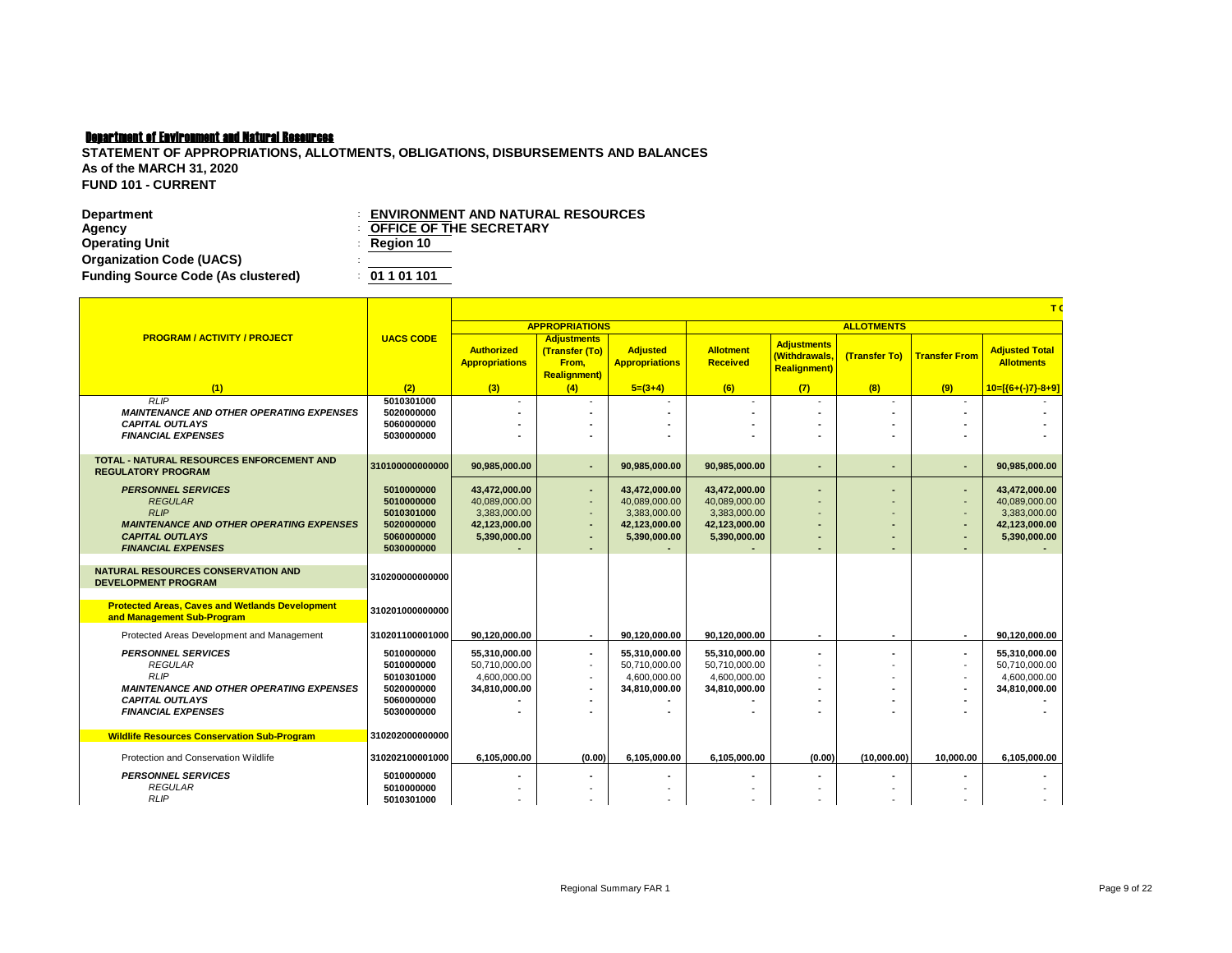**Department of Environment and Natural Resources**

**STATEMENT OF APPROPRIATIONS, ALLOTMENTS, OBLIGATIONS, DISBURSEMENTS AND BALANCES**
**As of the MARCH 31, 2020**
**FUND 101 - CURRENT**

| | |
|---|---|
| **Department** | : **ENVIRONMENT AND NATURAL RESOURCES** |
| **Agency** | : **OFFICE OF THE SECRETARY** |
| **Operating Unit** | : **Region 10** |
| **Organization Code (UACS)** | : |
| **Funding Source Code (As clustered)** | : **01 1 01 101** |

| PROGRAM / ACTIVITY / PROJECT | UACS CODE | APPROPRIATIONS | | | ALLOTMENTS | | | | |
|---|---|---|---|---|---|---|---|---|---|
| | | Authorized Appropriations | Adjustments (Transfer (To) From, Realignment) | Adjusted Appropriations | Allotment Received | Adjustments (Withdrawals, Realignment) | (Transfer To) | Transfer From | Adjusted Total Allotments |
| (1) | (2) | (3) | (4) | 5=(3+4) | (6) | (7) | (8) | (9) | 10=[{6+(-)7}-8+9] |
| *RLIP* | 5010301000 | - | - | - | - | - | - | - | - |
| ***MAINTENANCE AND OTHER OPERATING EXPENSES*** | 5020000000 | - | - | - | - | - | - | - | - |
| ***CAPITAL OUTLAYS*** | 5060000000 | - | - | - | - | - | - | - | - |
| ***FINANCIAL EXPENSES*** | 5030000000 | - | - | - | - | - | - | - | - |
| **TOTAL - NATURAL RESOURCES ENFORCEMENT AND REGULATORY PROGRAM** | 310100000000000 | 90,985,000.00 | - | 90,985,000.00 | 90,985,000.00 | - | - | - | 90,985,000.00 |
| ***PERSONNEL SERVICES*** | 5010000000 | 43,472,000.00 | - | 43,472,000.00 | 43,472,000.00 | - | - | - | 43,472,000.00 |
| *REGULAR* | 5010000000 | 40,089,000.00 | - | 40,089,000.00 | 40,089,000.00 | - | - | - | 40,089,000.00 |
| *RLIP* | 5010301000 | 3,383,000.00 | - | 3,383,000.00 | 3,383,000.00 | - | - | - | 3,383,000.00 |
| ***MAINTENANCE AND OTHER OPERATING EXPENSES*** | 5020000000 | 42,123,000.00 | - | 42,123,000.00 | 42,123,000.00 | - | - | - | 42,123,000.00 |
| ***CAPITAL OUTLAYS*** | 5060000000 | 5,390,000.00 | - | 5,390,000.00 | 5,390,000.00 | - | - | - | 5,390,000.00 |
| ***FINANCIAL EXPENSES*** | 5030000000 | - | - | - | - | - | - | - | - |
| **NATURAL RESOURCES CONSERVATION AND DEVELOPMENT PROGRAM** | 310200000000000 | | | | | | | | |
| **Protected Areas, Caves and Wetlands Development and Management Sub-Program** | 310201000000000 | | | | | | | | |
| Protected Areas Development and Management | 310201100001000 | 90,120,000.00 | - | 90,120,000.00 | 90,120,000.00 | - | - | - | 90,120,000.00 |
| ***PERSONNEL SERVICES*** | 5010000000 | 55,310,000.00 | - | 55,310,000.00 | 55,310,000.00 | - | - | - | 55,310,000.00 |
| *REGULAR* | 5010000000 | 50,710,000.00 | - | 50,710,000.00 | 50,710,000.00 | - | - | - | 50,710,000.00 |
| *RLIP* | 5010301000 | 4,600,000.00 | - | 4,600,000.00 | 4,600,000.00 | - | - | - | 4,600,000.00 |
| ***MAINTENANCE AND OTHER OPERATING EXPENSES*** | 5020000000 | 34,810,000.00 | - | 34,810,000.00 | 34,810,000.00 | - | - | - | 34,810,000.00 |
| ***CAPITAL OUTLAYS*** | 5060000000 | - | - | - | - | - | - | - | - |
| ***FINANCIAL EXPENSES*** | 5030000000 | - | - | - | - | - | - | - | - |
| **Wildlife Resources Conservation Sub-Program** | 310202000000000 | | | | | | | | |
| Protection and Conservation Wildlife | 310202100001000 | 6,105,000.00 | (0.00) | 6,105,000.00 | 6,105,000.00 | (0.00) | (10,000.00) | 10,000.00 | 6,105,000.00 |
| ***PERSONNEL SERVICES*** | 5010000000 | - | - | - | - | - | - | - | - |
| *REGULAR* | 5010000000 | - | - | - | - | - | - | - | - |
| *RLIP* | 5010301000 | - | - | - | - | - | - | - | - |

Regional Summary FAR 1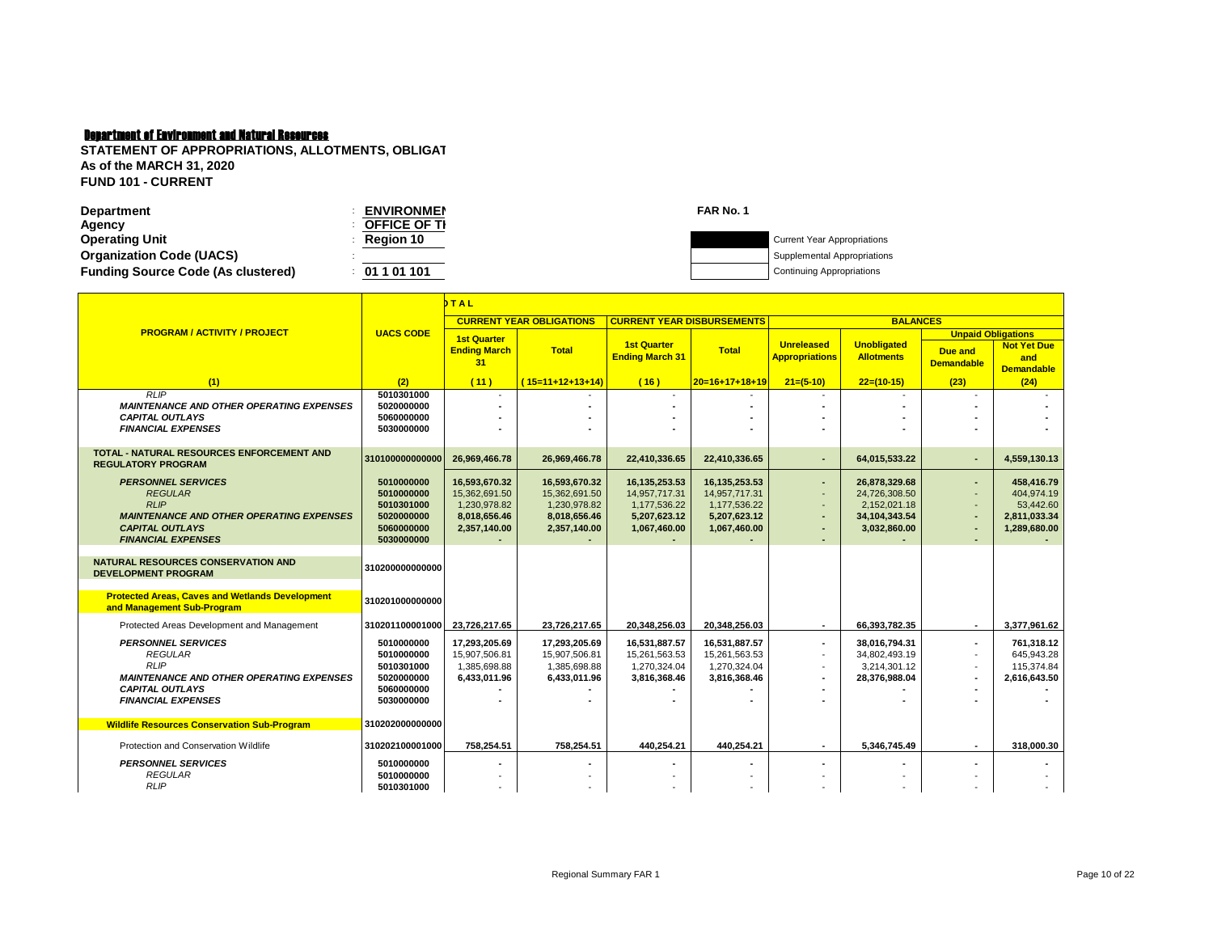**Department of Environment and Natural Resources**

**STATEMENT OF APPROPRIATIONS, ALLOTMENTS, OBLIGAT**
**As of the MARCH 31, 2020**
**FUND 101 - CURRENT**

| | | |
|---|---|---|
| **Department** | : | **ENVIRONMEN** |
| **Agency** | : | **OFFICE OF T** |
| **Operating Unit** | : | **Region 10** |
| **Organization Code (UACS)** | : | |
| **Funding Source Code (As clustered)** | : | **01 1 01 101** |

**FAR No. 1**

- Current Year Appropriations
- Supplemental Appropriations
- Continuing Appropriations

| PROGRAM / ACTIVITY / PROJECT | UACS CODE | TOTAL - CURRENT YEAR OBLIGATIONS - 1st Quarter Ending March 31 | CURRENT YEAR OBLIGATIONS - Total | CURRENT YEAR DISBURSEMENTS - 1st Quarter Ending March 31 | CURRENT YEAR DISBURSEMENTS - Total | BALANCES - Unreleased Appropriations | BALANCES - Unobligated Allotments | Unpaid Obligations - Due and Demandable | Unpaid Obligations - Not Yet Due and Demandable |
|---|---|---|---|---|---|---|---|---|---|
| (1) | (2) | (11) | (15=11+12+13+14) | (16) | 20=16+17+18+19 | 21=(5-10) | 22=(10-15) | (23) | (24) |
| *RLIP* | 5010301000 | - | - | - | - | - | - | - | - |
| ***MAINTENANCE AND OTHER OPERATING EXPENSES*** | 5020000000 | - | - | - | - | - | - | - | - |
| ***CAPITAL OUTLAYS*** | 5060000000 | - | - | - | - | - | - | - | - |
| ***FINANCIAL EXPENSES*** | 5030000000 | - | - | - | - | - | - | - | - |
| **TOTAL - NATURAL RESOURCES ENFORCEMENT AND REGULATORY PROGRAM** | 310100000000000 | 26,969,466.78 | 26,969,466.78 | 22,410,336.65 | 22,410,336.65 | - | 64,015,533.22 | - | 4,559,130.13 |
| ***PERSONNEL SERVICES*** | 5010000000 | 16,593,670.32 | 16,593,670.32 | 16,135,253.53 | 16,135,253.53 | - | 26,878,329.68 | - | 458,416.79 |
| *REGULAR* | 5010000000 | 15,362,691.50 | 15,362,691.50 | 14,957,717.31 | 14,957,717.31 | - | 24,726,308.50 | - | 404,974.19 |
| *RLIP* | 5010301000 | 1,230,978.82 | 1,230,978.82 | 1,177,536.22 | 1,177,536.22 | - | 2,152,021.18 | - | 53,442.60 |
| ***MAINTENANCE AND OTHER OPERATING EXPENSES*** | 5020000000 | 8,018,656.46 | 8,018,656.46 | 5,207,623.12 | 5,207,623.12 | - | 34,104,343.54 | - | 2,811,033.34 |
| ***CAPITAL OUTLAYS*** | 5060000000 | 2,357,140.00 | 2,357,140.00 | 1,067,460.00 | 1,067,460.00 | - | 3,032,860.00 | - | 1,289,680.00 |
| ***FINANCIAL EXPENSES*** | 5030000000 | - | - | - | - | - | - | - | - |
| **NATURAL RESOURCES CONSERVATION AND DEVELOPMENT PROGRAM** | 310200000000000 | | | | | | | | |
| **Protected Areas, Caves and Wetlands Development and Management Sub-Program** | 310201000000000 | | | | | | | | |
| Protected Areas Development and Management | 310201100001000 | 23,726,217.65 | 23,726,217.65 | 20,348,256.03 | 20,348,256.03 | - | 66,393,782.35 | - | 3,377,961.62 |
| ***PERSONNEL SERVICES*** | 5010000000 | 17,293,205.69 | 17,293,205.69 | 16,531,887.57 | 16,531,887.57 | - | 38,016,794.31 | - | 761,318.12 |
| *REGULAR* | 5010000000 | 15,907,506.81 | 15,907,506.81 | 15,261,563.53 | 15,261,563.53 | - | 34,802,493.19 | - | 645,943.28 |
| *RLIP* | 5010301000 | 1,385,698.88 | 1,385,698.88 | 1,270,324.04 | 1,270,324.04 | - | 3,214,301.12 | - | 115,374.84 |
| ***MAINTENANCE AND OTHER OPERATING EXPENSES*** | 5020000000 | 6,433,011.96 | 6,433,011.96 | 3,816,368.46 | 3,816,368.46 | - | 28,376,988.04 | - | 2,616,643.50 |
| ***CAPITAL OUTLAYS*** | 5060000000 | - | - | - | - | - | - | - | - |
| ***FINANCIAL EXPENSES*** | 5030000000 | - | - | - | - | - | - | - | - |
| **Wildlife Resources Conservation Sub-Program** | 310202000000000 | | | | | | | | |
| Protection and Conservation Wildlife | 310202100001000 | 758,254.51 | 758,254.51 | 440,254.21 | 440,254.21 | - | 5,346,745.49 | - | 318,000.30 |
| ***PERSONNEL SERVICES*** | 5010000000 | - | - | - | - | - | - | - | - |
| *REGULAR* | 5010000000 | - | - | - | - | - | - | - | - |
| *RLIP* | 5010301000 | - | - | - | - | - | - | - | - |

Regional Summary FAR 1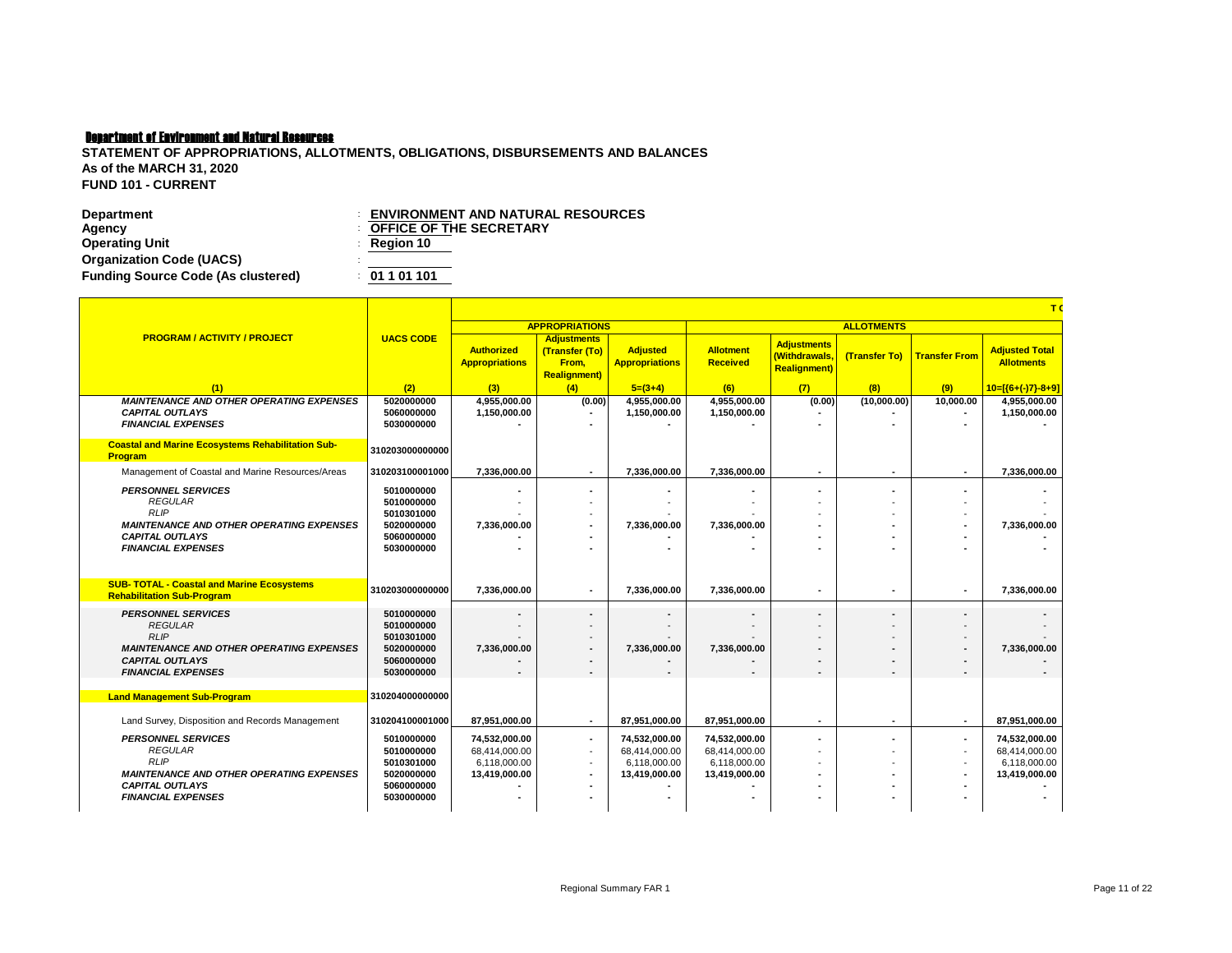**Department of Environment and Natural Resources**

**STATEMENT OF APPROPRIATIONS, ALLOTMENTS, OBLIGATIONS, DISBURSEMENTS AND BALANCES**
**As of the MARCH 31, 2020**
**FUND 101 - CURRENT**

| | | |
|---|---|---|
| **Department** | : | **ENVIRONMENT AND NATURAL RESOURCES** |
| **Agency** | : | **OFFICE OF THE SECRETARY** |
| **Operating Unit** | : | **Region 10** |
| **Organization Code (UACS)** | : | |
| **Funding Source Code (As clustered)** | : | **01 1 01 101** |

| PROGRAM / ACTIVITY / PROJECT | UACS CODE | APPROPRIATIONS | | | ALLOTMENTS | | | | |
|---|---|---|---|---|---|---|---|---|---|
| | | Authorized Appropriations | Adjustments (Transfer (To) From, Realignment) | Adjusted Appropriations | Allotment Received | Adjustments (Withdrawals, Realignment) | (Transfer To) | Transfer From | Adjusted Total Allotments |
| (1) | (2) | (3) | (4) | 5=(3+4) | (6) | (7) | (8) | (9) | 10=[{6+(-)7}-8+9] |
| *MAINTENANCE AND OTHER OPERATING EXPENSES* | 5020000000 | 4,955,000.00 | (0.00) | 4,955,000.00 | 4,955,000.00 | (0.00) | (10,000.00) | 10,000.00 | 4,955,000.00 |
| *CAPITAL OUTLAYS* | 5060000000 | 1,150,000.00 | - | 1,150,000.00 | 1,150,000.00 | - | - | - | 1,150,000.00 |
| *FINANCIAL EXPENSES* | 5030000000 | - | - | - | - | - | - | - | - |
| **Coastal and Marine Ecosystems Rehabilitation Sub-Program** | 310203000000000 | | | | | | | | |
| Management of Coastal and Marine Resources/Areas | 310203100001000 | 7,336,000.00 | - | 7,336,000.00 | 7,336,000.00 | - | - | - | 7,336,000.00 |
| *PERSONNEL SERVICES* | 5010000000 | - | - | - | - | - | - | - | - |
| *REGULAR* | 5010000000 | - | - | - | - | - | - | - | - |
| *RLIP* | 5010301000 | - | - | - | - | - | - | - | - |
| *MAINTENANCE AND OTHER OPERATING EXPENSES* | 5020000000 | 7,336,000.00 | - | 7,336,000.00 | 7,336,000.00 | - | - | - | 7,336,000.00 |
| *CAPITAL OUTLAYS* | 5060000000 | - | - | - | - | - | - | - | - |
| *FINANCIAL EXPENSES* | 5030000000 | - | - | - | - | - | - | - | - |
| **SUB- TOTAL - Coastal and Marine Ecosystems Rehabilitation Sub-Program** | 310203000000000 | 7,336,000.00 | - | 7,336,000.00 | 7,336,000.00 | - | - | - | 7,336,000.00 |
| *PERSONNEL SERVICES* | 5010000000 | - | - | - | - | - | - | - | - |
| *REGULAR* | 5010000000 | - | - | - | - | - | - | - | - |
| *RLIP* | 5010301000 | - | - | - | - | - | - | - | - |
| *MAINTENANCE AND OTHER OPERATING EXPENSES* | 5020000000 | 7,336,000.00 | - | 7,336,000.00 | 7,336,000.00 | - | - | - | 7,336,000.00 |
| *CAPITAL OUTLAYS* | 5060000000 | - | - | - | - | - | - | - | - |
| *FINANCIAL EXPENSES* | 5030000000 | - | - | - | - | - | - | - | - |
| **Land Management Sub-Program** | 310204000000000 | | | | | | | | |
| Land Survey, Disposition and Records Management | 310204100001000 | 87,951,000.00 | - | 87,951,000.00 | 87,951,000.00 | - | - | - | 87,951,000.00 |
| *PERSONNEL SERVICES* | 5010000000 | 74,532,000.00 | - | 74,532,000.00 | 74,532,000.00 | - | - | - | 74,532,000.00 |
| *REGULAR* | 5010000000 | 68,414,000.00 | - | 68,414,000.00 | 68,414,000.00 | - | - | - | 68,414,000.00 |
| *RLIP* | 5010301000 | 6,118,000.00 | - | 6,118,000.00 | 6,118,000.00 | - | - | - | 6,118,000.00 |
| *MAINTENANCE AND OTHER OPERATING EXPENSES* | 5020000000 | 13,419,000.00 | - | 13,419,000.00 | 13,419,000.00 | - | - | - | 13,419,000.00 |
| *CAPITAL OUTLAYS* | 5060000000 | - | - | - | - | - | - | - | - |
| *FINANCIAL EXPENSES* | 5030000000 | - | - | - | - | - | - | - | - |

Regional Summary FAR 1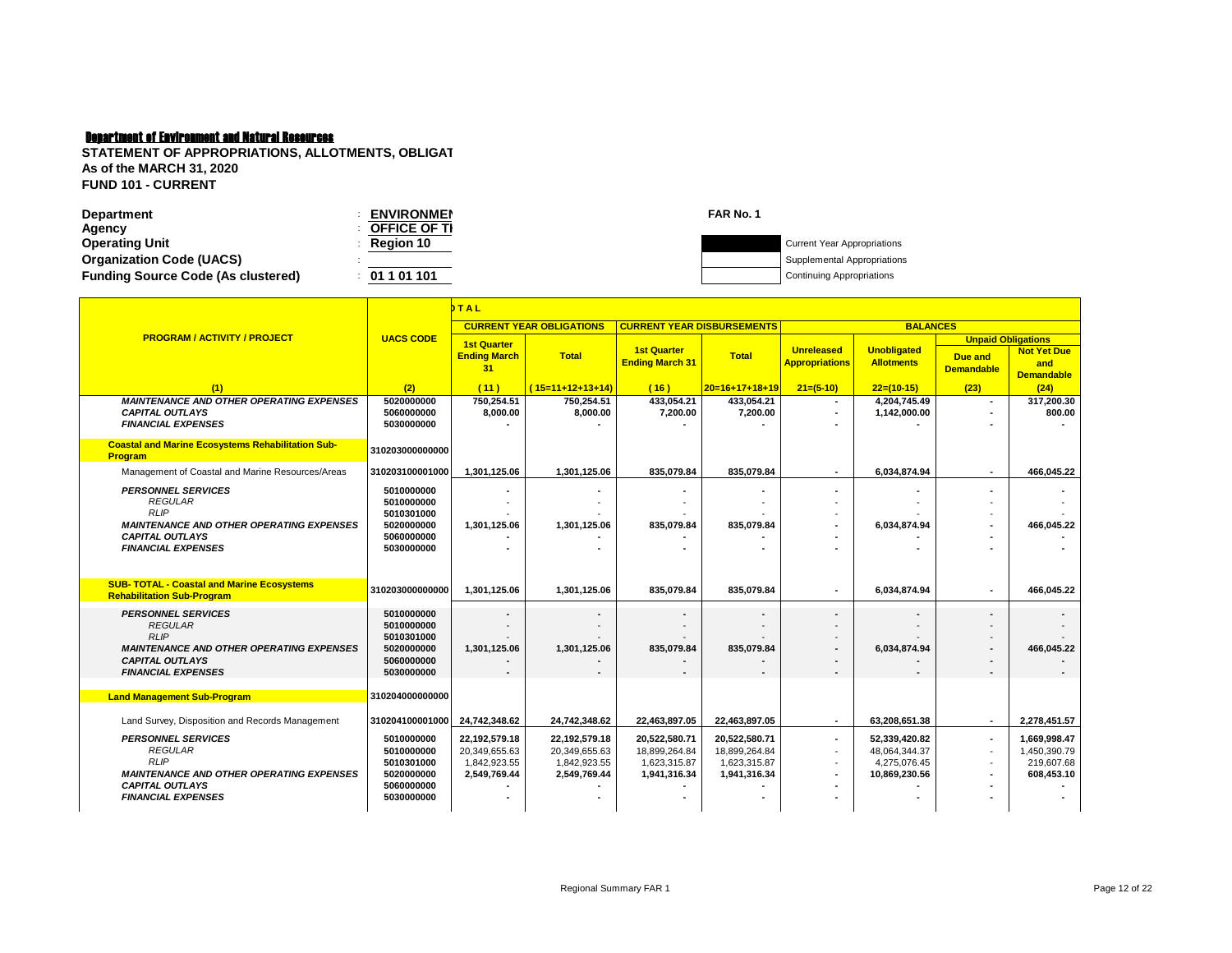**Department of Environment and Natural Resources**

**STATEMENT OF APPROPRIATIONS, ALLOTMENTS, OBLIGAT**

**As of the MARCH 31, 2020**

**FUND 101 - CURRENT**

| | | |
|---|---|---|
| **Department** | : | **ENVIRONMEN** |
| **Agency** | : | **OFFICE OF TI** |
| **Operating Unit** | : | **Region 10** |
| **Organization Code (UACS)** | : | |
| **Funding Source Code (As clustered)** | : | **01 1 01 101** |

**FAR No. 1**

- Current Year Appropriations (marked)
- Supplemental Appropriations
- Continuing Appropriations

| PROGRAM / ACTIVITY / PROJECT | UACS CODE | TOTAL | | | | | | | |
|---|---|---|---|---|---|---|---|---|---|
| | | CURRENT YEAR OBLIGATIONS | | CURRENT YEAR DISBURSEMENTS | | BALANCES | | | |
| | | | | | | | | Unpaid Obligations | |
| | | 1st Quarter Ending March 31 | Total | 1st Quarter Ending March 31 | Total | Unreleased Appropriations | Unobligated Allotments | Due and Demandable | Not Yet Due and Demandable |
| (1) | (2) | (11) | (15=11+12+13+14) | (16) | 20=16+17+18+19 | 21=(5-10) | 22=(10-15) | (23) | (24) |
| *MAINTENANCE AND OTHER OPERATING EXPENSES* | 5020000000 | 750,254.51 | 750,254.51 | 433,054.21 | 433,054.21 | - | 4,204,745.49 | - | 317,200.30 |
| *CAPITAL OUTLAYS* | 5060000000 | 8,000.00 | 8,000.00 | 7,200.00 | 7,200.00 | - | 1,142,000.00 | - | 800.00 |
| *FINANCIAL EXPENSES* | 5030000000 | - | - | - | - | - | - | - | - |
| **Coastal and Marine Ecosystems Rehabilitation Sub-Program** | 310203000000000 | | | | | | | | |
| Management of Coastal and Marine Resources/Areas | 310203100001000 | 1,301,125.06 | 1,301,125.06 | 835,079.84 | 835,079.84 | - | 6,034,874.94 | - | 466,045.22 |
| *PERSONNEL SERVICES* | 5010000000 | - | - | - | - | - | - | - | - |
| *REGULAR* | 5010000000 | - | - | - | - | - | - | - | - |
| *RLIP* | 5010301000 | - | - | - | - | - | - | - | - |
| *MAINTENANCE AND OTHER OPERATING EXPENSES* | 5020000000 | 1,301,125.06 | 1,301,125.06 | 835,079.84 | 835,079.84 | - | 6,034,874.94 | - | 466,045.22 |
| *CAPITAL OUTLAYS* | 5060000000 | - | - | - | - | - | - | - | - |
| *FINANCIAL EXPENSES* | 5030000000 | - | - | - | - | - | - | - | - |
| **SUB- TOTAL - Coastal and Marine Ecosystems Rehabilitation Sub-Program** | 310203000000000 | 1,301,125.06 | 1,301,125.06 | 835,079.84 | 835,079.84 | - | 6,034,874.94 | - | 466,045.22 |
| *PERSONNEL SERVICES* | 5010000000 | - | - | - | - | - | - | - | - |
| *REGULAR* | 5010000000 | - | - | - | - | - | - | - | - |
| *RLIP* | 5010301000 | - | - | - | - | - | - | - | - |
| *MAINTENANCE AND OTHER OPERATING EXPENSES* | 5020000000 | 1,301,125.06 | 1,301,125.06 | 835,079.84 | 835,079.84 | - | 6,034,874.94 | - | 466,045.22 |
| *CAPITAL OUTLAYS* | 5060000000 | - | - | - | - | - | - | - | - |
| *FINANCIAL EXPENSES* | 5030000000 | - | - | - | - | - | - | - | - |
| **Land Management Sub-Program** | 310204000000000 | | | | | | | | |
| Land Survey, Disposition and Records Management | 310204100001000 | 24,742,348.62 | 24,742,348.62 | 22,463,897.05 | 22,463,897.05 | - | 63,208,651.38 | - | 2,278,451.57 |
| *PERSONNEL SERVICES* | 5010000000 | 22,192,579.18 | 22,192,579.18 | 20,522,580.71 | 20,522,580.71 | - | 52,339,420.82 | - | 1,669,998.47 |
| *REGULAR* | 5010000000 | 20,349,655.63 | 20,349,655.63 | 18,899,264.84 | 18,899,264.84 | - | 48,064,344.37 | - | 1,450,390.79 |
| *RLIP* | 5010301000 | 1,842,923.55 | 1,842,923.55 | 1,623,315.87 | 1,623,315.87 | - | 4,275,076.45 | - | 219,607.68 |
| *MAINTENANCE AND OTHER OPERATING EXPENSES* | 5020000000 | 2,549,769.44 | 2,549,769.44 | 1,941,316.34 | 1,941,316.34 | - | 10,869,230.56 | - | 608,453.10 |
| *CAPITAL OUTLAYS* | 5060000000 | - | - | - | - | - | - | - | - |
| *FINANCIAL EXPENSES* | 5030000000 | - | - | - | - | - | - | - | - |

Regional Summary FAR 1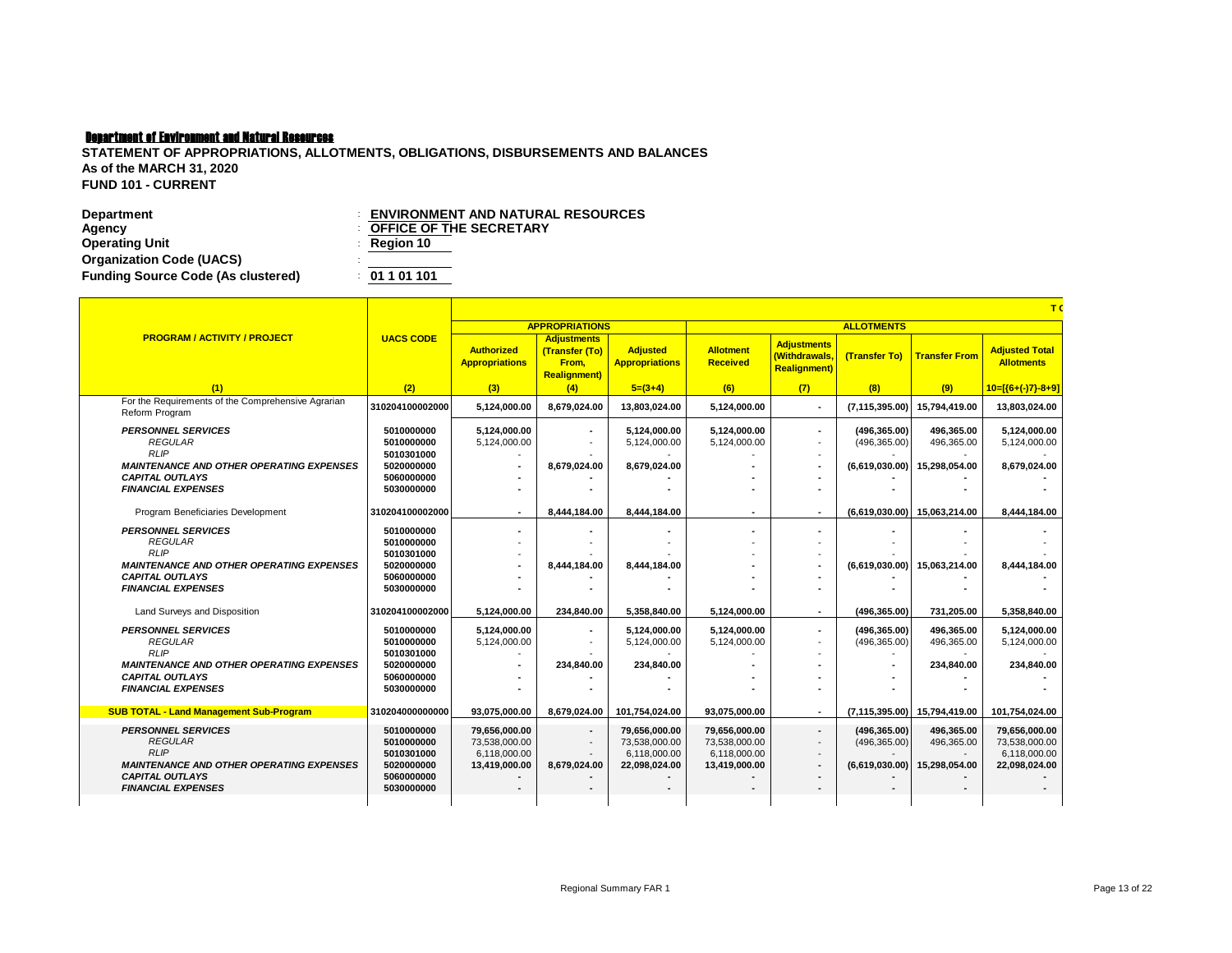Department of Environment and Natural Resources

**STATEMENT OF APPROPRIATIONS, ALLOTMENTS, OBLIGATIONS, DISBURSEMENTS AND BALANCES**
**As of the MARCH 31, 2020**
**FUND 101 - CURRENT**

**Department** : **ENVIRONMENT AND NATURAL RESOURCES**
**Agency** : **OFFICE OF THE SECRETARY**
**Operating Unit** : **Region 10**
**Organization Code (UACS)** :
**Funding Source Code (As clustered)** : **01 1 01 101**

| PROGRAM / ACTIVITY / PROJECT | UACS CODE | APPROPRIATIONS | | | ALLOTMENTS | | | | |
|---|---|---|---|---|---|---|---|---|---|
| | | Authorized Appropriations | Adjustments (Transfer (To) From, Realignment) | Adjusted Appropriations | Allotment Received | Adjustments (Withdrawals, Realignment) | (Transfer To) | Transfer From | Adjusted Total Allotments |
| (1) | (2) | (3) | (4) | 5=(3+4) | (6) | (7) | (8) | (9) | 10=[(6+(-)7)-8+9] |
| For the Requirements of the Comprehensive Agrarian Reform Program | 310204100002000 | 5,124,000.00 | 8,679,024.00 | 13,803,024.00 | 5,124,000.00 | - | (7,115,395.00) | 15,794,419.00 | 13,803,024.00 |
| *PERSONNEL SERVICES* | 5010000000 | 5,124,000.00 | - | 5,124,000.00 | 5,124,000.00 | - | (496,365.00) | 496,365.00 | 5,124,000.00 |
| *REGULAR* | 5010000000 | 5,124,000.00 | - | 5,124,000.00 | 5,124,000.00 | - | (496,365.00) | 496,365.00 | 5,124,000.00 |
| *RLIP* | 5010301000 | - | - | - | - | - | - | - | - |
| *MAINTENANCE AND OTHER OPERATING EXPENSES* | 5020000000 | - | 8,679,024.00 | 8,679,024.00 | - | - | (6,619,030.00) | 15,298,054.00 | 8,679,024.00 |
| *CAPITAL OUTLAYS* | 5060000000 | - | - | - | - | - | - | - | - |
| *FINANCIAL EXPENSES* | 5030000000 | - | - | - | - | - | - | - | - |
| Program Beneficiaries Development | 310204100002000 | - | 8,444,184.00 | 8,444,184.00 | - | - | (6,619,030.00) | 15,063,214.00 | 8,444,184.00 |
| *PERSONNEL SERVICES* | 5010000000 | - | - | - | - | - | - | - | - |
| *REGULAR* | 5010000000 | - | - | - | - | - | - | - | - |
| *RLIP* | 5010301000 | - | - | - | - | - | - | - | - |
| *MAINTENANCE AND OTHER OPERATING EXPENSES* | 5020000000 | - | 8,444,184.00 | 8,444,184.00 | - | - | (6,619,030.00) | 15,063,214.00 | 8,444,184.00 |
| *CAPITAL OUTLAYS* | 5060000000 | - | - | - | - | - | - | - | - |
| *FINANCIAL EXPENSES* | 5030000000 | - | - | - | - | - | - | - | - |
| Land Surveys and Disposition | 310204100002000 | 5,124,000.00 | 234,840.00 | 5,358,840.00 | 5,124,000.00 | - | (496,365.00) | 731,205.00 | 5,358,840.00 |
| *PERSONNEL SERVICES* | 5010000000 | 5,124,000.00 | - | 5,124,000.00 | 5,124,000.00 | - | (496,365.00) | 496,365.00 | 5,124,000.00 |
| *REGULAR* | 5010000000 | 5,124,000.00 | - | 5,124,000.00 | 5,124,000.00 | - | (496,365.00) | 496,365.00 | 5,124,000.00 |
| *RLIP* | 5010301000 | - | - | - | - | - | - | - | - |
| *MAINTENANCE AND OTHER OPERATING EXPENSES* | 5020000000 | - | 234,840.00 | 234,840.00 | - | - | - | 234,840.00 | 234,840.00 |
| *CAPITAL OUTLAYS* | 5060000000 | - | - | - | - | - | - | - | - |
| *FINANCIAL EXPENSES* | 5030000000 | - | - | - | - | - | - | - | - |
| **SUB TOTAL - Land Management Sub-Program** | 310204000000000 | 93,075,000.00 | 8,679,024.00 | 101,754,024.00 | 93,075,000.00 | - | (7,115,395.00) | 15,794,419.00 | 101,754,024.00 |
| *PERSONNEL SERVICES* | 5010000000 | 79,656,000.00 | - | 79,656,000.00 | 79,656,000.00 | - | (496,365.00) | 496,365.00 | 79,656,000.00 |
| *REGULAR* | 5010000000 | 73,538,000.00 | - | 73,538,000.00 | 73,538,000.00 | - | (496,365.00) | 496,365.00 | 73,538,000.00 |
| *RLIP* | 5010301000 | 6,118,000.00 | - | 6,118,000.00 | 6,118,000.00 | - | - | - | 6,118,000.00 |
| *MAINTENANCE AND OTHER OPERATING EXPENSES* | 5020000000 | 13,419,000.00 | 8,679,024.00 | 22,098,024.00 | 13,419,000.00 | - | (6,619,030.00) | 15,298,054.00 | 22,098,024.00 |
| *CAPITAL OUTLAYS* | 5060000000 | - | - | - | - | - | - | - | - |
| *FINANCIAL EXPENSES* | 5030000000 | - | - | - | - | - | - | - | - |

Regional Summary FAR 1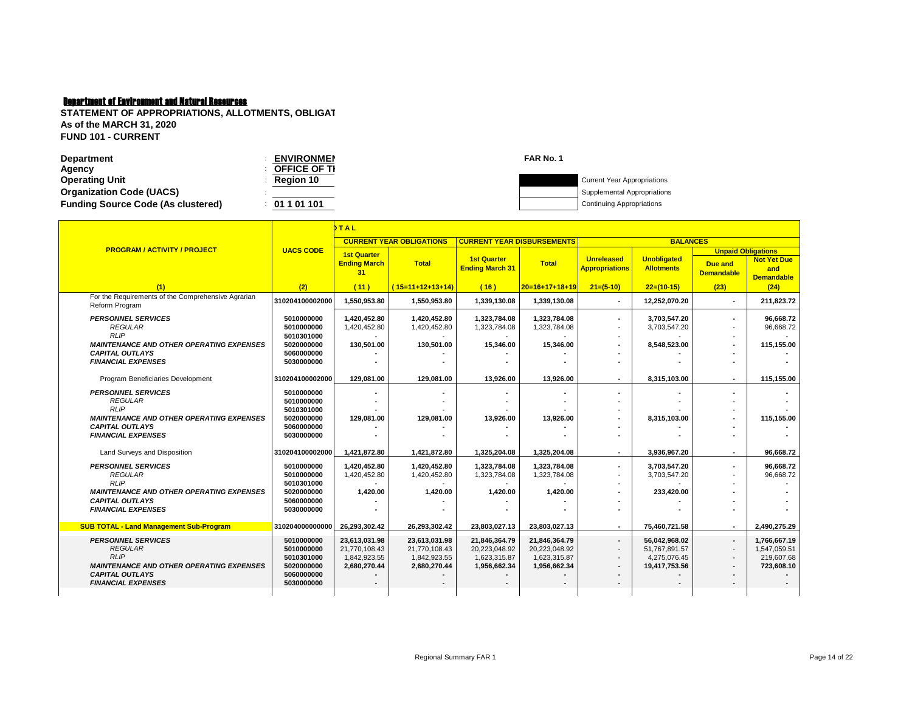**Department of Environment and Natural Resources**

**STATEMENT OF APPROPRIATIONS, ALLOTMENTS, OBLIGAT**
**As of the MARCH 31, 2020**
**FUND 101 - CURRENT**

| | | |
|---|---|---|
| **Department** | : | **ENVIRONMEN** |
| **Agency** | : | **OFFICE OF TI** |
| **Operating Unit** | : | **Region 10** |
| **Organization Code (UACS)** | : | |
| **Funding Source Code (As clustered)** | : | **01 1 01 101** |

**FAR No. 1**

- [x] Current Year Appropriations
- [ ] Supplemental Appropriations
- [ ] Continuing Appropriations

| PROGRAM / ACTIVITY / PROJECT | UACS CODE | TOTAL | | | | | | | |
|---|---|---|---|---|---|---|---|---|---|
| | | CURRENT YEAR OBLIGATIONS | | CURRENT YEAR DISBURSEMENTS | | BALANCES | | | |
| | | | | | | | | Unpaid Obligations | |
| | | 1st Quarter Ending March 31 | Total | 1st Quarter Ending March 31 | Total | Unreleased Appropriations | Unobligated Allotments | Due and Demandable | Not Yet Due and Demandable |
| (1) | (2) | (11) | (15=11+12+13+14) | (16) | 20=16+17+18+19 | 21=(5-10) | 22=(10-15) | (23) | (24) |
| For the Requirements of the Comprehensive Agrarian Reform Program | 310204100002000 | 1,550,953.80 | 1,550,953.80 | 1,339,130.08 | 1,339,130.08 | - | 12,252,070.20 | - | 211,823.72 |
| ***PERSONNEL SERVICES*** | 5010000000 | 1,420,452.80 | 1,420,452.80 | 1,323,784.08 | 1,323,784.08 | - | 3,703,547.20 | - | 96,668.72 |
| *REGULAR* | 5010000000 | 1,420,452.80 | 1,420,452.80 | 1,323,784.08 | 1,323,784.08 | - | 3,703,547.20 | - | 96,668.72 |
| *RLIP* | 5010301000 | - | - | - | - | - | - | - | - |
| ***MAINTENANCE AND OTHER OPERATING EXPENSES*** | 5020000000 | 130,501.00 | 130,501.00 | 15,346.00 | 15,346.00 | - | 8,548,523.00 | - | 115,155.00 |
| ***CAPITAL OUTLAYS*** | 5060000000 | - | - | - | - | - | - | - | - |
| ***FINANCIAL EXPENSES*** | 5030000000 | - | - | - | - | - | - | - | - |
| Program Beneficiaries Development | 310204100002000 | 129,081.00 | 129,081.00 | 13,926.00 | 13,926.00 | - | 8,315,103.00 | - | 115,155.00 |
| ***PERSONNEL SERVICES*** | 5010000000 | - | - | - | - | - | - | - | - |
| *REGULAR* | 5010000000 | - | - | - | - | - | - | - | - |
| *RLIP* | 5010301000 | - | - | - | - | - | - | - | - |
| ***MAINTENANCE AND OTHER OPERATING EXPENSES*** | 5020000000 | 129,081.00 | 129,081.00 | 13,926.00 | 13,926.00 | - | 8,315,103.00 | - | 115,155.00 |
| ***CAPITAL OUTLAYS*** | 5060000000 | - | - | - | - | - | - | - | - |
| ***FINANCIAL EXPENSES*** | 5030000000 | - | - | - | - | - | - | - | - |
| Land Surveys and Disposition | 310204100002000 | 1,421,872.80 | 1,421,872.80 | 1,325,204.08 | 1,325,204.08 | - | 3,936,967.20 | - | 96,668.72 |
| ***PERSONNEL SERVICES*** | 5010000000 | 1,420,452.80 | 1,420,452.80 | 1,323,784.08 | 1,323,784.08 | - | 3,703,547.20 | - | 96,668.72 |
| *REGULAR* | 5010000000 | 1,420,452.80 | 1,420,452.80 | 1,323,784.08 | 1,323,784.08 | - | 3,703,547.20 | - | 96,668.72 |
| *RLIP* | 5010301000 | - | - | - | - | - | - | - | - |
| ***MAINTENANCE AND OTHER OPERATING EXPENSES*** | 5020000000 | 1,420.00 | 1,420.00 | 1,420.00 | 1,420.00 | - | 233,420.00 | - | - |
| ***CAPITAL OUTLAYS*** | 5060000000 | - | - | - | - | - | - | - | - |
| ***FINANCIAL EXPENSES*** | 5030000000 | - | - | - | - | - | - | - | - |
| **SUB TOTAL - Land Management Sub-Program** | 310204000000000 | 26,293,302.42 | 26,293,302.42 | 23,803,027.13 | 23,803,027.13 | - | 75,460,721.58 | - | 2,490,275.29 |
| ***PERSONNEL SERVICES*** | 5010000000 | 23,613,031.98 | 23,613,031.98 | 21,846,364.79 | 21,846,364.79 | - | 56,042,968.02 | - | 1,766,667.19 |
| *REGULAR* | 5010000000 | 21,770,108.43 | 21,770,108.43 | 20,223,048.92 | 20,223,048.92 | - | 51,767,891.57 | - | 1,547,059.51 |
| *RLIP* | 5010301000 | 1,842,923.55 | 1,842,923.55 | 1,623,315.87 | 1,623,315.87 | - | 4,275,076.45 | - | 219,607.68 |
| ***MAINTENANCE AND OTHER OPERATING EXPENSES*** | 5020000000 | 2,680,270.44 | 2,680,270.44 | 1,956,662.34 | 1,956,662.34 | - | 19,417,753.56 | - | 723,608.10 |
| ***CAPITAL OUTLAYS*** | 5060000000 | - | - | - | - | - | - | - | - |
| ***FINANCIAL EXPENSES*** | 5030000000 | - | - | - | - | - | - | - | - |

Regional Summary FAR 1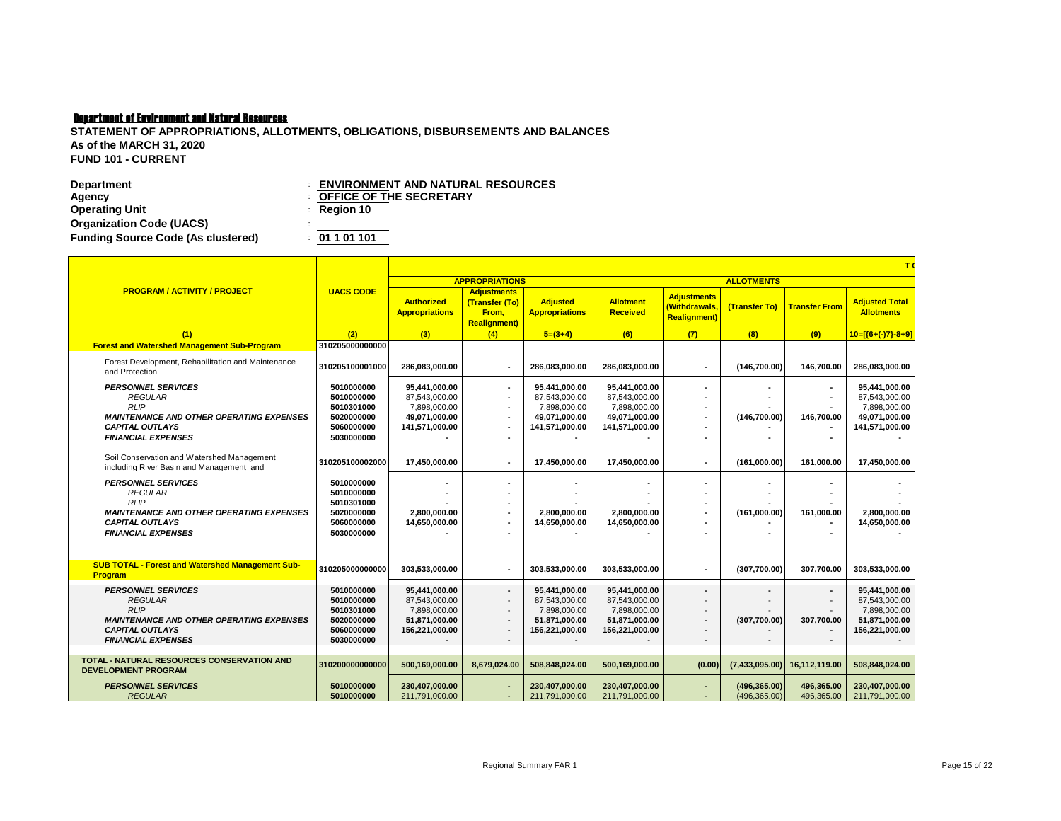**Department of Environment and Natural Resources**

**STATEMENT OF APPROPRIATIONS, ALLOTMENTS, OBLIGATIONS, DISBURSEMENTS AND BALANCES**
**As of the MARCH 31, 2020**
**FUND 101 - CURRENT**

| | | |
|---|---|---|
| **Department** | : | **ENVIRONMENT AND NATURAL RESOURCES** |
| **Agency** | : | **OFFICE OF THE SECRETARY** |
| **Operating Unit** | : | **Region 10** |
| **Organization Code (UACS)** | : | |
| **Funding Source Code (As clustered)** | : | **01 1 01 101** |

| PROGRAM / ACTIVITY / PROJECT | UACS CODE | APPROPRIATIONS | | | ALLOTMENTS | | | | |
|---|---|---|---|---|---|---|---|---|---|
| | | Authorized Appropriations | Adjustments (Transfer (To) From, Realignment) | Adjusted Appropriations | Allotment Received | Adjustments (Withdrawals, Realignment) | (Transfer To) | Transfer From | Adjusted Total Allotments |
| (1) | (2) | (3) | (4) | 5=(3+4) | (6) | (7) | (8) | (9) | 10=[(6+(-)7}-8+9] |
| **Forest and Watershed Management Sub-Program** | 310205000000000 | | | | | | | | |
| Forest Development, Rehabilitation and Maintenance and Protection | 310205100001000 | 286,083,000.00 | - | 286,083,000.00 | 286,083,000.00 | - | (146,700.00) | 146,700.00 | 286,083,000.00 |
| ***PERSONNEL SERVICES*** | 5010000000 | 95,441,000.00 | - | 95,441,000.00 | 95,441,000.00 | - | - | - | 95,441,000.00 |
| *REGULAR* | 5010000000 | 87,543,000.00 | - | 87,543,000.00 | 87,543,000.00 | - | - | - | 87,543,000.00 |
| *RLIP* | 5010301000 | 7,898,000.00 | - | 7,898,000.00 | 7,898,000.00 | - | - | - | 7,898,000.00 |
| ***MAINTENANCE AND OTHER OPERATING EXPENSES*** | 5020000000 | 49,071,000.00 | - | 49,071,000.00 | 49,071,000.00 | - | (146,700.00) | 146,700.00 | 49,071,000.00 |
| ***CAPITAL OUTLAYS*** | 5060000000 | 141,571,000.00 | - | 141,571,000.00 | 141,571,000.00 | - | - | - | 141,571,000.00 |
| ***FINANCIAL EXPENSES*** | 5030000000 | - | - | - | - | - | - | - | - |
| Soil Conservation and Watershed Management including River Basin and Management and | 310205100002000 | 17,450,000.00 | - | 17,450,000.00 | 17,450,000.00 | - | (161,000.00) | 161,000.00 | 17,450,000.00 |
| ***PERSONNEL SERVICES*** | 5010000000 | - | - | - | - | - | - | - | - |
| *REGULAR* | 5010000000 | - | - | - | - | - | - | - | - |
| *RLIP* | 5010301000 | - | - | - | - | - | - | - | - |
| ***MAINTENANCE AND OTHER OPERATING EXPENSES*** | 5020000000 | 2,800,000.00 | - | 2,800,000.00 | 2,800,000.00 | - | (161,000.00) | 161,000.00 | 2,800,000.00 |
| ***CAPITAL OUTLAYS*** | 5060000000 | 14,650,000.00 | - | 14,650,000.00 | 14,650,000.00 | - | - | - | 14,650,000.00 |
| ***FINANCIAL EXPENSES*** | 5030000000 | - | - | - | - | - | - | - | - |
| **SUB TOTAL - Forest and Watershed Management Sub-Program** | 310205000000000 | 303,533,000.00 | - | 303,533,000.00 | 303,533,000.00 | - | (307,700.00) | 307,700.00 | 303,533,000.00 |
| ***PERSONNEL SERVICES*** | 5010000000 | 95,441,000.00 | - | 95,441,000.00 | 95,441,000.00 | - | - | - | 95,441,000.00 |
| *REGULAR* | 5010000000 | 87,543,000.00 | - | 87,543,000.00 | 87,543,000.00 | - | - | - | 87,543,000.00 |
| *RLIP* | 5010301000 | 7,898,000.00 | - | 7,898,000.00 | 7,898,000.00 | - | - | - | 7,898,000.00 |
| ***MAINTENANCE AND OTHER OPERATING EXPENSES*** | 5020000000 | 51,871,000.00 | - | 51,871,000.00 | 51,871,000.00 | - | (307,700.00) | 307,700.00 | 51,871,000.00 |
| ***CAPITAL OUTLAYS*** | 5060000000 | 156,221,000.00 | - | 156,221,000.00 | 156,221,000.00 | - | - | - | 156,221,000.00 |
| ***FINANCIAL EXPENSES*** | 5030000000 | - | - | - | - | - | - | - | - |
| **TOTAL - NATURAL RESOURCES CONSERVATION AND DEVELOPMENT PROGRAM** | 310200000000000 | 500,169,000.00 | 8,679,024.00 | 508,848,024.00 | 500,169,000.00 | (0.00) | (7,433,095.00) | 16,112,119.00 | 508,848,024.00 |
| ***PERSONNEL SERVICES*** | 5010000000 | 230,407,000.00 | - | 230,407,000.00 | 230,407,000.00 | - | (496,365.00) | 496,365.00 | 230,407,000.00 |
| *REGULAR* | 5010000000 | 211,791,000.00 | - | 211,791,000.00 | 211,791,000.00 | - | (496,365.00) | 496,365.00 | 211,791,000.00 |

Regional Summary FAR 1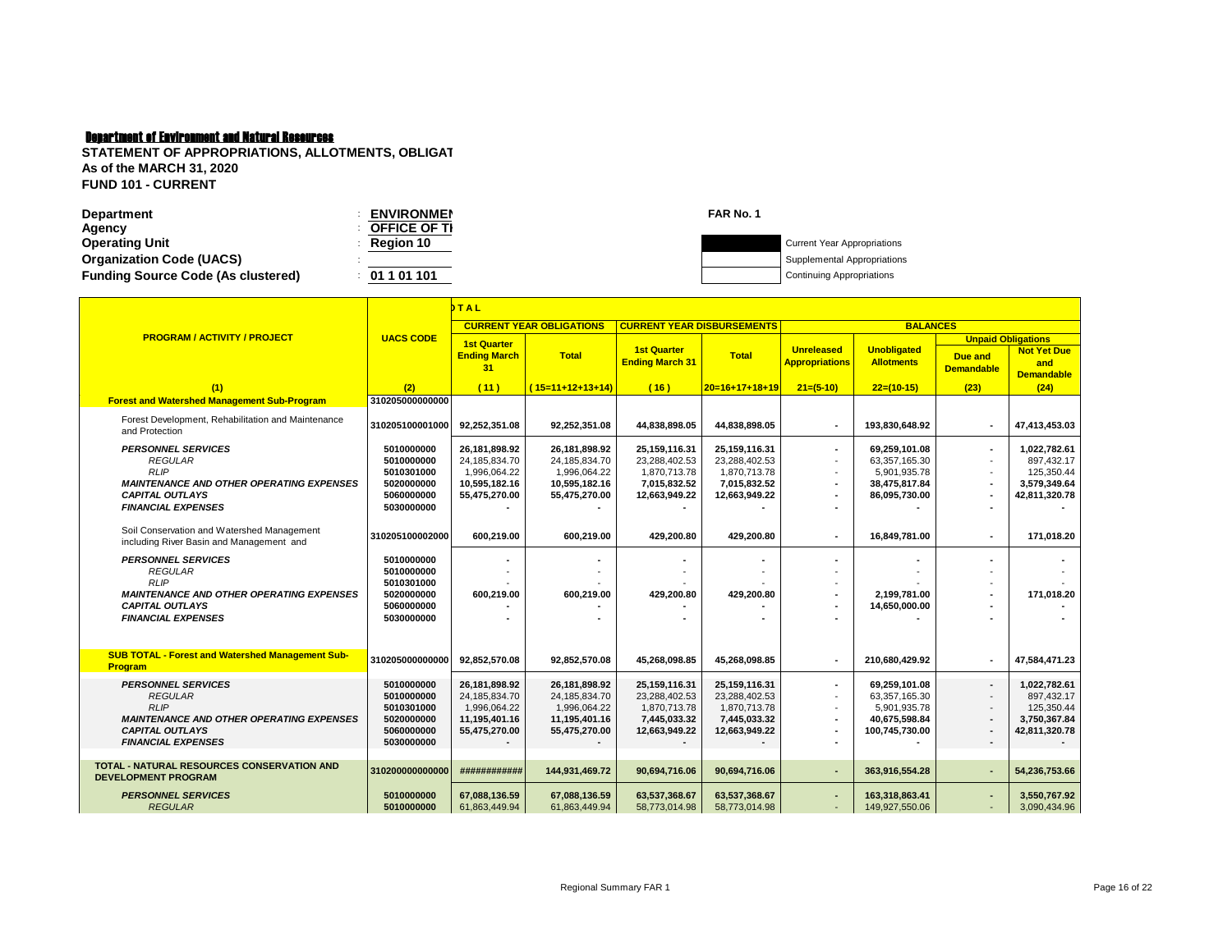**Department of Environment and Natural Resources**

**STATEMENT OF APPROPRIATIONS, ALLOTMENTS, OBLIGAT**
**As of the MARCH 31, 2020**
**FUND 101 - CURRENT**

**Department** : **ENVIRONMEN**
**Agency** : **OFFICE OF TI**
**Operating Unit** : **Region 10**
**Organization Code (UACS)** :
**Funding Source Code (As clustered)** : **01 1 01 101**

**FAR No. 1**

Current Year Appropriations
Supplemental Appropriations
Continuing Appropriations

| PROGRAM / ACTIVITY / PROJECT | UACS CODE | TOTAL | | | | | | | |
|---|---|---|---|---|---|---|---|---|---|
| | | CURRENT YEAR OBLIGATIONS | | CURRENT YEAR DISBURSEMENTS | | BALANCES | | | |
| | | | | | | | | Unpaid Obligations | |
| | | 1st Quarter Ending March 31 | Total | 1st Quarter Ending March 31 | Total | Unreleased Appropriations | Unobligated Allotments | Due and Demandable | Not Yet Due and Demandable |
| (1) | (2) | (11) | (15=11+12+13+14) | (16) | 20=16+17+18+19 | 21=(5-10) | 22=(10-15) | (23) | (24) |
| **Forest and Watershed Management Sub-Program** | **310205000000000** | | | | | | | | |
| Forest Development, Rehabilitation and Maintenance and Protection | **310205100001000** | **92,252,351.08** | **92,252,351.08** | **44,838,898.05** | **44,838,898.05** | **-** | **193,830,648.92** | **-** | **47,413,453.03** |
| ***PERSONNEL SERVICES*** | **5010000000** | **26,181,898.92** | **26,181,898.92** | **25,159,116.31** | **25,159,116.31** | **-** | **69,259,101.08** | **-** | **1,022,782.61** |
| *REGULAR* | 5010000000 | 24,185,834.70 | 24,185,834.70 | 23,288,402.53 | 23,288,402.53 | - | 63,357,165.30 | - | 897,432.17 |
| *RLIP* | 5010301000 | 1,996,064.22 | 1,996,064.22 | 1,870,713.78 | 1,870,713.78 | - | 5,901,935.78 | - | 125,350.44 |
| ***MAINTENANCE AND OTHER OPERATING EXPENSES*** | **5020000000** | **10,595,182.16** | **10,595,182.16** | **7,015,832.52** | **7,015,832.52** | **-** | **38,475,817.84** | **-** | **3,579,349.64** |
| ***CAPITAL OUTLAYS*** | **5060000000** | **55,475,270.00** | **55,475,270.00** | **12,663,949.22** | **12,663,949.22** | **-** | **86,095,730.00** | **-** | **42,811,320.78** |
| ***FINANCIAL EXPENSES*** | **5030000000** | **-** | **-** | **-** | **-** | **-** | **-** | **-** | **-** |
| Soil Conservation and Watershed Management including River Basin and Management and | **310205100002000** | **600,219.00** | **600,219.00** | **429,200.80** | **429,200.80** | **-** | **16,849,781.00** | **-** | **171,018.20** |
| ***PERSONNEL SERVICES*** | **5010000000** | **-** | **-** | **-** | **-** | **-** | **-** | **-** | **-** |
| *REGULAR* | 5010000000 | - | - | - | - | - | - | - | - |
| *RLIP* | 5010301000 | - | - | - | - | - | - | - | - |
| ***MAINTENANCE AND OTHER OPERATING EXPENSES*** | **5020000000** | **600,219.00** | **600,219.00** | **429,200.80** | **429,200.80** | **-** | **2,199,781.00** | **-** | **171,018.20** |
| ***CAPITAL OUTLAYS*** | **5060000000** | **-** | **-** | **-** | **-** | **-** | **14,650,000.00** | **-** | **-** |
| ***FINANCIAL EXPENSES*** | **5030000000** | **-** | **-** | **-** | **-** | **-** | **-** | **-** | **-** |
| **SUB TOTAL - Forest and Watershed Management Sub-Program** | **310205000000000** | **92,852,570.08** | **92,852,570.08** | **45,268,098.85** | **45,268,098.85** | **-** | **210,680,429.92** | **-** | **47,584,471.23** |
| ***PERSONNEL SERVICES*** | **5010000000** | **26,181,898.92** | **26,181,898.92** | **25,159,116.31** | **25,159,116.31** | **-** | **69,259,101.08** | **-** | **1,022,782.61** |
| *REGULAR* | 5010000000 | 24,185,834.70 | 24,185,834.70 | 23,288,402.53 | 23,288,402.53 | - | 63,357,165.30 | - | 897,432.17 |
| *RLIP* | 5010301000 | 1,996,064.22 | 1,996,064.22 | 1,870,713.78 | 1,870,713.78 | - | 5,901,935.78 | - | 125,350.44 |
| ***MAINTENANCE AND OTHER OPERATING EXPENSES*** | **5020000000** | **11,195,401.16** | **11,195,401.16** | **7,445,033.32** | **7,445,033.32** | **-** | **40,675,598.84** | **-** | **3,750,367.84** |
| ***CAPITAL OUTLAYS*** | **5060000000** | **55,475,270.00** | **55,475,270.00** | **12,663,949.22** | **12,663,949.22** | **-** | **100,745,730.00** | **-** | **42,811,320.78** |
| ***FINANCIAL EXPENSES*** | **5030000000** | **-** | **-** | **-** | **-** | **-** | **-** | **-** | **-** |
| **TOTAL - NATURAL RESOURCES CONSERVATION AND DEVELOPMENT PROGRAM** | **310200000000000** | **###########** | **144,931,469.72** | **90,694,716.06** | **90,694,716.06** | **-** | **363,916,554.28** | **-** | **54,236,753.66** |
| ***PERSONNEL SERVICES*** | **5010000000** | **67,088,136.59** | **67,088,136.59** | **63,537,368.67** | **63,537,368.67** | **-** | **163,318,863.41** | **-** | **3,550,767.92** |
| *REGULAR* | 5010000000 | 61,863,449.94 | 61,863,449.94 | 58,773,014.98 | 58,773,014.98 | - | 149,927,550.06 | - | 3,090,434.96 |

Regional Summary FAR 1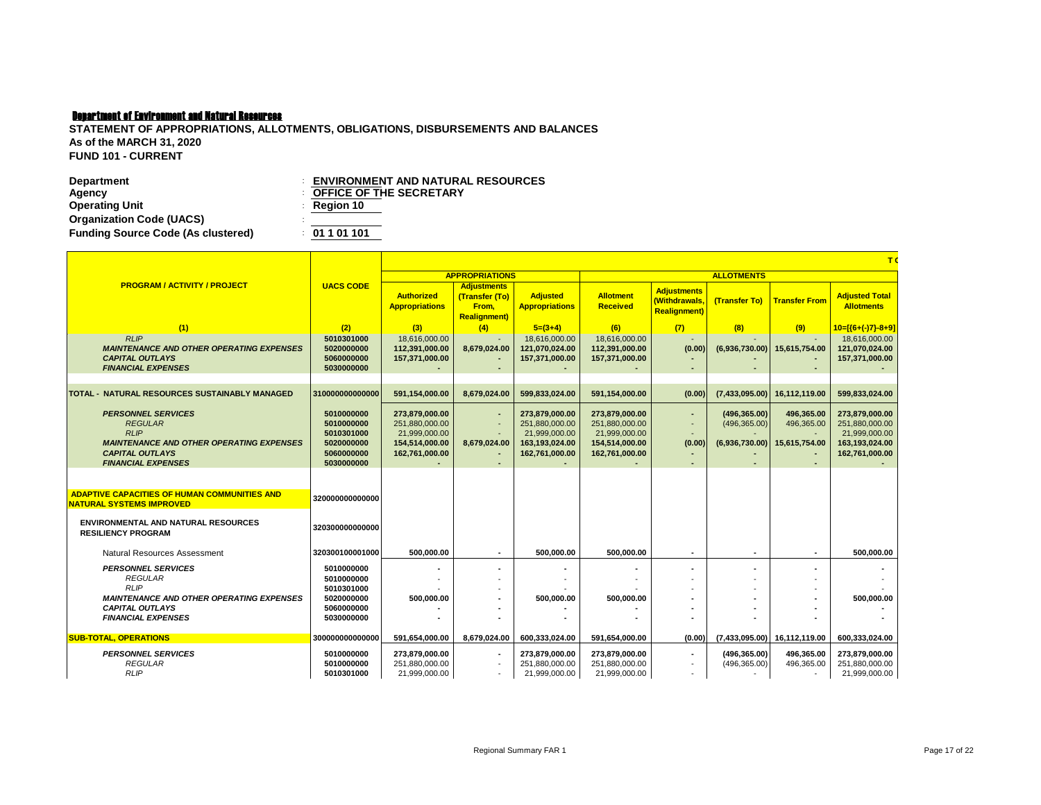**Department of Environment and Natural Resources**

**STATEMENT OF APPROPRIATIONS, ALLOTMENTS, OBLIGATIONS, DISBURSEMENTS AND BALANCES**
**As of the MARCH 31, 2020**
**FUND 101 - CURRENT**

**Department** : **ENVIRONMENT AND NATURAL RESOURCES**
**Agency** : **OFFICE OF THE SECRETARY**
**Operating Unit** : **Region 10**
**Organization Code (UACS)** :
**Funding Source Code (As clustered)** : **01 1 01 101**

| PROGRAM / ACTIVITY / PROJECT | UACS CODE | APPROPRIATIONS | | | ALLOTMENTS | | | | |
|---|---|---|---|---|---|---|---|---|---|
| | | Authorized Appropriations | Adjustments (Transfer (To) From, Realignment) | Adjusted Appropriations | Allotment Received | Adjustments (Withdrawals, Realignment) | (Transfer To) | Transfer From | Adjusted Total Allotments |
| (1) | (2) | (3) | (4) | 5=(3+4) | (6) | (7) | (8) | (9) | 10=[{6+(-)7}-8+9] |
| *RLIP* | 5010301000 | 18,616,000.00 | - | 18,616,000.00 | 18,616,000.00 | - | - | - | 18,616,000.00 |
| ***MAINTENANCE AND OTHER OPERATING EXPENSES*** | 5020000000 | 112,391,000.00 | 8,679,024.00 | 121,070,024.00 | 112,391,000.00 | (0.00) | (6,936,730.00) | 15,615,754.00 | 121,070,024.00 |
| ***CAPITAL OUTLAYS*** | 5060000000 | 157,371,000.00 | - | 157,371,000.00 | 157,371,000.00 | - | - | - | 157,371,000.00 |
| ***FINANCIAL EXPENSES*** | 5030000000 | - | - | - | - | - | - | - | - |
| **TOTAL - NATURAL RESOURCES SUSTAINABLY MANAGED** | 310000000000000 | 591,154,000.00 | 8,679,024.00 | 599,833,024.00 | 591,154,000.00 | (0.00) | (7,433,095.00) | 16,112,119.00 | 599,833,024.00 |
| ***PERSONNEL SERVICES*** | 5010000000 | 273,879,000.00 | - | 273,879,000.00 | 273,879,000.00 | - | (496,365.00) | 496,365.00 | 273,879,000.00 |
| *REGULAR* | 5010000000 | 251,880,000.00 | - | 251,880,000.00 | 251,880,000.00 | - | (496,365.00) | 496,365.00 | 251,880,000.00 |
| *RLIP* | 5010301000 | 21,999,000.00 | - | 21,999,000.00 | 21,999,000.00 | - | - | - | 21,999,000.00 |
| ***MAINTENANCE AND OTHER OPERATING EXPENSES*** | 5020000000 | 154,514,000.00 | 8,679,024.00 | 163,193,024.00 | 154,514,000.00 | (0.00) | (6,936,730.00) | 15,615,754.00 | 163,193,024.00 |
| ***CAPITAL OUTLAYS*** | 5060000000 | 162,761,000.00 | - | 162,761,000.00 | 162,761,000.00 | - | - | - | 162,761,000.00 |
| ***FINANCIAL EXPENSES*** | 5030000000 | - | - | - | - | - | - | - | - |
| **ADAPTIVE CAPACITIES OF HUMAN COMMUNITIES AND NATURAL SYSTEMS IMPROVED** | 320000000000000 | | | | | | | | |
| **ENVIRONMENTAL AND NATURAL RESOURCES RESILIENCY PROGRAM** | 320300000000000 | | | | | | | | |
| Natural Resources Assessment | 320300100001000 | 500,000.00 | - | 500,000.00 | 500,000.00 | - | - | - | 500,000.00 |
| ***PERSONNEL SERVICES*** | 5010000000 | - | - | - | - | - | - | - | - |
| *REGULAR* | 5010000000 | - | - | - | - | - | - | - | - |
| *RLIP* | 5010301000 | - | - | - | - | - | - | - | - |
| ***MAINTENANCE AND OTHER OPERATING EXPENSES*** | 5020000000 | 500,000.00 | - | 500,000.00 | 500,000.00 | - | - | - | 500,000.00 |
| ***CAPITAL OUTLAYS*** | 5060000000 | - | - | - | - | - | - | - | - |
| ***FINANCIAL EXPENSES*** | 5030000000 | - | - | - | - | - | - | - | - |
| **SUB-TOTAL, OPERATIONS** | 300000000000000 | 591,654,000.00 | 8,679,024.00 | 600,333,024.00 | 591,654,000.00 | (0.00) | (7,433,095.00) | 16,112,119.00 | 600,333,024.00 |
| ***PERSONNEL SERVICES*** | 5010000000 | 273,879,000.00 | - | 273,879,000.00 | 273,879,000.00 | - | (496,365.00) | 496,365.00 | 273,879,000.00 |
| *REGULAR* | 5010000000 | 251,880,000.00 | - | 251,880,000.00 | 251,880,000.00 | - | (496,365.00) | 496,365.00 | 251,880,000.00 |
| *RLIP* | 5010301000 | 21,999,000.00 | - | 21,999,000.00 | 21,999,000.00 | - | - | - | 21,999,000.00 |

Regional Summary FAR 1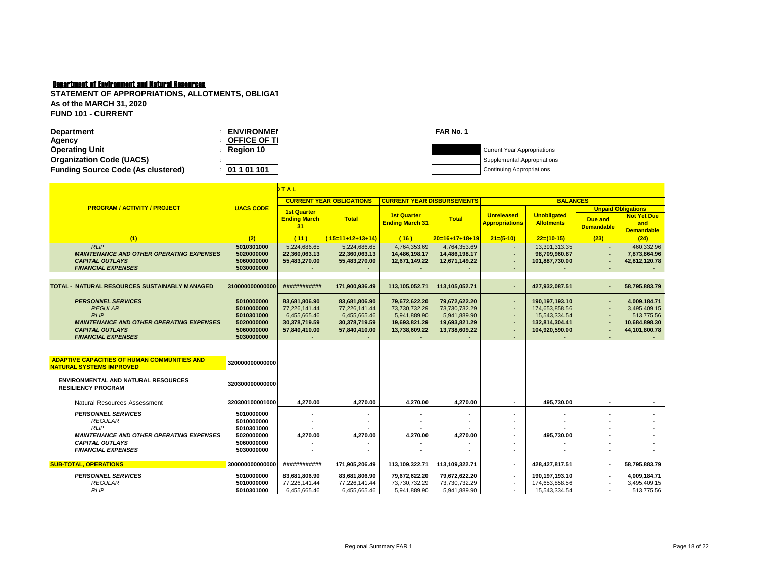**Department of Environment and Natural Resources**

**STATEMENT OF APPROPRIATIONS, ALLOTMENTS, OBLIGAT**
**As of the MARCH 31, 2020**
**FUND 101 - CURRENT**

| | | |
|---|---|---|
| **Department** | : | **ENVIRONMEN** |
| **Agency** | : | **OFFICE OF TI** |
| **Operating Unit** | : | **Region 10** |
| **Organization Code (UACS)** | : | |
| **Funding Source Code (As clustered)** | : | **01 1 01 101** |

**FAR No. 1**

- Current Year Appropriations
- Supplemental Appropriations
- Continuing Appropriations

| PROGRAM / ACTIVITY / PROJECT | UACS CODE | TOTAL: CURRENT YEAR OBLIGATIONS: 1st Quarter Ending March 31 | CURRENT YEAR OBLIGATIONS: Total | CURRENT YEAR DISBURSEMENTS: 1st Quarter Ending March 31 | CURRENT YEAR DISBURSEMENTS: Total | BALANCES: Unreleased Appropriations | BALANCES: Unobligated Allotments | BALANCES: Unpaid Obligations: Due and Demandable | BALANCES: Unpaid Obligations: Not Yet Due and Demandable |
|---|---|---|---|---|---|---|---|---|---|
| (1) | (2) | (11) | (15=11+12+13+14) | (16) | 20=16+17+18+19 | 21=(5-10) | 22=(10-15) | (23) | (24) |
| *RLIP* | 5010301000 | 5,224,686.65 | 5,224,686.65 | 4,764,353.69 | 4,764,353.69 | - | 13,391,313.35 | - | 460,332.96 |
| ***MAINTENANCE AND OTHER OPERATING EXPENSES*** | 5020000000 | 22,360,063.13 | 22,360,063.13 | 14,486,198.17 | 14,486,198.17 | - | 98,709,960.87 | - | 7,873,864.96 |
| ***CAPITAL OUTLAYS*** | 5060000000 | 55,483,270.00 | 55,483,270.00 | 12,671,149.22 | 12,671,149.22 | - | 101,887,730.00 | - | 42,812,120.78 |
| ***FINANCIAL EXPENSES*** | 5030000000 | - | - | - | - | - | - | - | - |
| **TOTAL - NATURAL RESOURCES SUSTAINABLY MANAGED** | 310000000000000 | ############ | 171,900,936.49 | 113,105,052.71 | 113,105,052.71 | - | 427,932,087.51 | - | 58,795,883.79 |
| ***PERSONNEL SERVICES*** | 5010000000 | 83,681,806.90 | 83,681,806.90 | 79,672,622.20 | 79,672,622.20 | - | 190,197,193.10 | - | 4,009,184.71 |
| *REGULAR* | 5010000000 | 77,226,141.44 | 77,226,141.44 | 73,730,732.29 | 73,730,732.29 | - | 174,653,858.56 | - | 3,495,409.15 |
| *RLIP* | 5010301000 | 6,455,665.46 | 6,455,665.46 | 5,941,889.90 | 5,941,889.90 | - | 15,543,334.54 | - | 513,775.56 |
| ***MAINTENANCE AND OTHER OPERATING EXPENSES*** | 5020000000 | 30,378,719.59 | 30,378,719.59 | 19,693,821.29 | 19,693,821.29 | - | 132,814,304.41 | - | 10,684,898.30 |
| ***CAPITAL OUTLAYS*** | 5060000000 | 57,840,410.00 | 57,840,410.00 | 13,738,609.22 | 13,738,609.22 | - | 104,920,590.00 | - | 44,101,800.78 |
| ***FINANCIAL EXPENSES*** | 5030000000 | - | - | - | - | - | - | - | - |
| **ADAPTIVE CAPACITIES OF HUMAN COMMUNITIES AND NATURAL SYSTEMS IMPROVED** | 320000000000000 | | | | | | | | |
| **ENVIRONMENTAL AND NATURAL RESOURCES RESILIENCY PROGRAM** | 320300000000000 | | | | | | | | |
| Natural Resources Assessment | 320300100001000 | 4,270.00 | 4,270.00 | 4,270.00 | 4,270.00 | - | 495,730.00 | - | - |
| ***PERSONNEL SERVICES*** | 5010000000 | - | - | - | - | - | - | - | - |
| *REGULAR* | 5010000000 | - | - | - | - | - | - | - | - |
| *RLIP* | 5010301000 | - | - | - | - | - | - | - | - |
| ***MAINTENANCE AND OTHER OPERATING EXPENSES*** | 5020000000 | 4,270.00 | 4,270.00 | 4,270.00 | 4,270.00 | - | 495,730.00 | - | - |
| ***CAPITAL OUTLAYS*** | 5060000000 | - | - | - | - | - | - | - | - |
| ***FINANCIAL EXPENSES*** | 5030000000 | - | - | - | - | - | - | - | - |
| **SUB-TOTAL, OPERATIONS** | 300000000000000 | ############ | 171,905,206.49 | 113,109,322.71 | 113,109,322.71 | - | 428,427,817.51 | - | 58,795,883.79 |
| ***PERSONNEL SERVICES*** | 5010000000 | 83,681,806.90 | 83,681,806.90 | 79,672,622.20 | 79,672,622.20 | - | 190,197,193.10 | - | 4,009,184.71 |
| *REGULAR* | 5010000000 | 77,226,141.44 | 77,226,141.44 | 73,730,732.29 | 73,730,732.29 | - | 174,653,858.56 | - | 3,495,409.15 |
| *RLIP* | 5010301000 | 6,455,665.46 | 6,455,665.46 | 5,941,889.90 | 5,941,889.90 | - | 15,543,334.54 | - | 513,775.56 |

Regional Summary FAR 1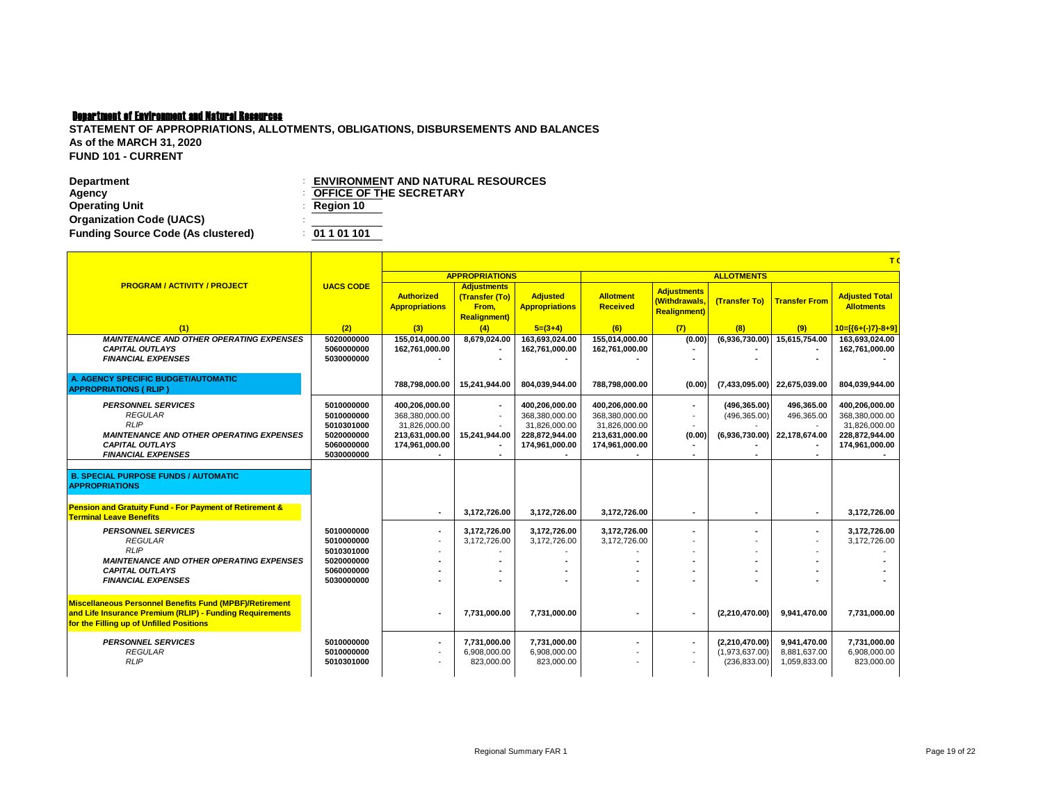Department of Environment and Natural Resources

**STATEMENT OF APPROPRIATIONS, ALLOTMENTS, OBLIGATIONS, DISBURSEMENTS AND BALANCES**
**As of the MARCH 31, 2020**
**FUND 101 - CURRENT**

| | | |
|---|---|---|
| **Department** | : | **ENVIRONMENT AND NATURAL RESOURCES** |
| **Agency** | : | **OFFICE OF THE SECRETARY** |
| **Operating Unit** | : | **Region 10** |
| **Organization Code (UACS)** | : | |
| **Funding Source Code (As clustered)** | : | **01 1 01 101** |

| PROGRAM / ACTIVITY / PROJECT | UACS CODE | APPROPRIATIONS | | | ALLOTMENTS | | | | |
|---|---|---|---|---|---|---|---|---|---|
| | | Authorized Appropriations | Adjustments (Transfer (To) From, Realignment) | Adjusted Appropriations | Allotment Received | Adjustments (Withdrawals, Realignment) | (Transfer To) | Transfer From | Adjusted Total Allotments |
| (1) | (2) | (3) | (4) | 5=(3+4) | (6) | (7) | (8) | (9) | 10=[{6+(-)7}-8+9] |
| *MAINTENANCE AND OTHER OPERATING EXPENSES* | 5020000000 | 155,014,000.00 | 8,679,024.00 | 163,693,024.00 | 155,014,000.00 | (0.00) | (6,936,730.00) | 15,615,754.00 | 163,693,024.00 |
| *CAPITAL OUTLAYS* | 5060000000 | 162,761,000.00 | - | 162,761,000.00 | 162,761,000.00 | - | - | - | 162,761,000.00 |
| *FINANCIAL EXPENSES* | 5030000000 | - | - | - | - | - | - | - | - |
| **A. AGENCY SPECIFIC BUDGET/AUTOMATIC APPROPRIATIONS ( RLIP )** | | 788,798,000.00 | 15,241,944.00 | 804,039,944.00 | 788,798,000.00 | (0.00) | (7,433,095.00) | 22,675,039.00 | 804,039,944.00 |
| *PERSONNEL SERVICES* | 5010000000 | 400,206,000.00 | - | 400,206,000.00 | 400,206,000.00 | - | (496,365.00) | 496,365.00 | 400,206,000.00 |
| *REGULAR* | 5010000000 | 368,380,000.00 | - | 368,380,000.00 | 368,380,000.00 | - | (496,365.00) | 496,365.00 | 368,380,000.00 |
| *RLIP* | 5010301000 | 31,826,000.00 | - | 31,826,000.00 | 31,826,000.00 | - | - | - | 31,826,000.00 |
| *MAINTENANCE AND OTHER OPERATING EXPENSES* | 5020000000 | 213,631,000.00 | 15,241,944.00 | 228,872,944.00 | 213,631,000.00 | (0.00) | (6,936,730.00) | 22,178,674.00 | 228,872,944.00 |
| *CAPITAL OUTLAYS* | 5060000000 | 174,961,000.00 | - | 174,961,000.00 | 174,961,000.00 | - | - | - | 174,961,000.00 |
| *FINANCIAL EXPENSES* | 5030000000 | - | - | - | - | - | - | - | - |
| **B. SPECIAL PURPOSE FUNDS / AUTOMATIC APPROPRIATIONS** | | | | | | | | | |
| **Pension and Gratuity Fund - For Payment of Retirement & Terminal Leave Benefits** | | - | 3,172,726.00 | 3,172,726.00 | 3,172,726.00 | - | - | - | 3,172,726.00 |
| *PERSONNEL SERVICES* | 5010000000 | - | 3,172,726.00 | 3,172,726.00 | 3,172,726.00 | - | - | - | 3,172,726.00 |
| *REGULAR* | 5010000000 | - | 3,172,726.00 | 3,172,726.00 | 3,172,726.00 | - | - | - | 3,172,726.00 |
| *RLIP* | 5010301000 | - | - | - | - | - | - | - | - |
| *MAINTENANCE AND OTHER OPERATING EXPENSES* | 5020000000 | - | - | - | - | - | - | - | - |
| *CAPITAL OUTLAYS* | 5060000000 | - | - | - | - | - | - | - | - |
| *FINANCIAL EXPENSES* | 5030000000 | - | - | - | - | - | - | - | - |
| **Miscellaneous Personnel Benefits Fund (MPBF)/Retirement and Life Insurance Premium (RLIP) - Funding Requirements for the Filling up of Unfilled Positions** | | - | 7,731,000.00 | 7,731,000.00 | - | - | (2,210,470.00) | 9,941,470.00 | 7,731,000.00 |
| *PERSONNEL SERVICES* | 5010000000 | - | 7,731,000.00 | 7,731,000.00 | - | - | (2,210,470.00) | 9,941,470.00 | 7,731,000.00 |
| *REGULAR* | 5010000000 | - | 6,908,000.00 | 6,908,000.00 | - | - | (1,973,637.00) | 8,881,637.00 | 6,908,000.00 |
| *RLIP* | 5010301000 | - | 823,000.00 | 823,000.00 | - | - | (236,833.00) | 1,059,833.00 | 823,000.00 |

Regional Summary FAR 1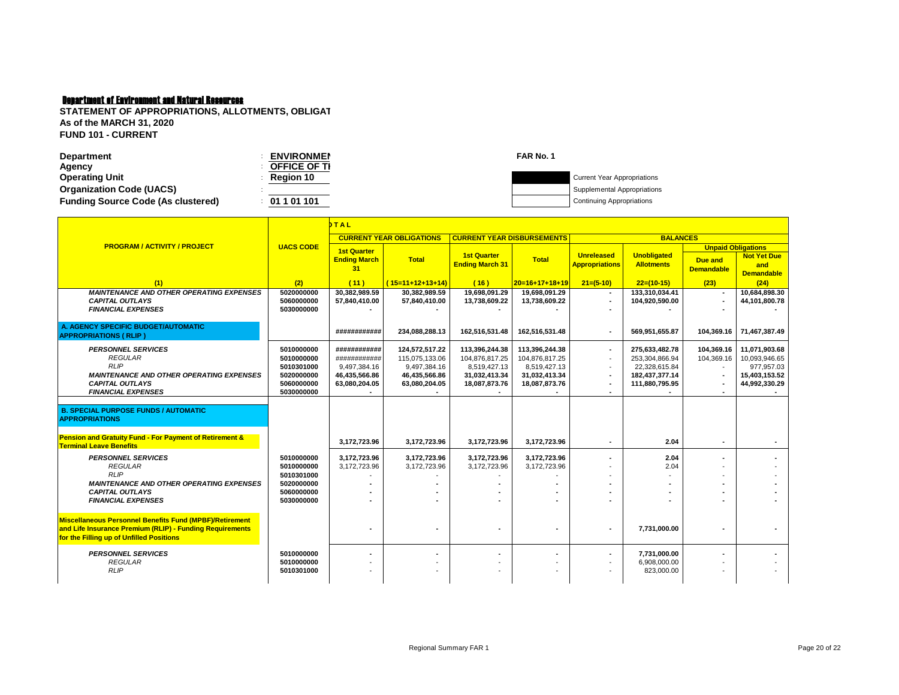**Department of Environment and Natural Resources**

**STATEMENT OF APPROPRIATIONS, ALLOTMENTS, OBLIGAT**
**As of the MARCH 31, 2020**
**FUND 101 - CURRENT**

| | | |
|---|---|---|
| **Department** | : | **ENVIRONMEN** |
| **Agency** | : | **OFFICE OF TI** |
| **Operating Unit** | : | **Region 10** |
| **Organization Code (UACS)** | : | |
| **Funding Source Code (As clustered)** | : | **01 1 01 101** |

**FAR No. 1**

- Current Year Appropriations
- Supplemental Appropriations
- Continuing Appropriations

| PROGRAM / ACTIVITY / PROJECT | UACS CODE | TOTAL | | | | | | | |
|---|---|---|---|---|---|---|---|---|---|
| | | CURRENT YEAR OBLIGATIONS | | CURRENT YEAR DISBURSEMENTS | | BALANCES | | | |
| | | | | | | | | Unpaid Obligations | |
| | | 1st Quarter Ending March 31 | Total | 1st Quarter Ending March 31 | Total | Unreleased Appropriations | Unobligated Allotments | Due and Demandable | Not Yet Due and Demandable |
| (1) | (2) | (11) | (15=11+12+13+14) | (16) | 20=16+17+18+19 | 21=(5-10) | 22=(10-15) | (23) | (24) |
| *MAINTENANCE AND OTHER OPERATING EXPENSES* | 5020000000 | 30,382,989.59 | 30,382,989.59 | 19,698,091.29 | 19,698,091.29 | - | 133,310,034.41 | - | 10,684,898.30 |
| *CAPITAL OUTLAYS* | 5060000000 | 57,840,410.00 | 57,840,410.00 | 13,738,609.22 | 13,738,609.22 | - | 104,920,590.00 | - | 44,101,800.78 |
| *FINANCIAL EXPENSES* | 5030000000 | - | - | - | - | - | - | - | - |
| **A. AGENCY SPECIFIC BUDGET/AUTOMATIC APPROPRIATIONS ( RLIP )** | | ############ | 234,088,288.13 | 162,516,531.48 | 162,516,531.48 | - | 569,951,655.87 | 104,369.16 | 71,467,387.49 |
| *PERSONNEL SERVICES* | 5010000000 | ############ | 124,572,517.22 | 113,396,244.38 | 113,396,244.38 | - | 275,633,482.78 | 104,369.16 | 11,071,903.68 |
| *REGULAR* | 5010000000 | ############ | 115,075,133.06 | 104,876,817.25 | 104,876,817.25 | - | 253,304,866.94 | 104,369.16 | 10,093,946.65 |
| *RLIP* | 5010301000 | 9,497,384.16 | 9,497,384.16 | 8,519,427.13 | 8,519,427.13 | - | 22,328,615.84 | - | 977,957.03 |
| *MAINTENANCE AND OTHER OPERATING EXPENSES* | 5020000000 | 46,435,566.86 | 46,435,566.86 | 31,032,413.34 | 31,032,413.34 | - | 182,437,377.14 | - | 15,403,153.52 |
| *CAPITAL OUTLAYS* | 5060000000 | 63,080,204.05 | 63,080,204.05 | 18,087,873.76 | 18,087,873.76 | - | 111,880,795.95 | - | 44,992,330.29 |
| *FINANCIAL EXPENSES* | 5030000000 | - | - | - | - | - | - | - | - |
| **B. SPECIAL PURPOSE FUNDS / AUTOMATIC APPROPRIATIONS** | | | | | | | | | |
| **Pension and Gratuity Fund - For Payment of Retirement & Terminal Leave Benefits** | | 3,172,723.96 | 3,172,723.96 | 3,172,723.96 | 3,172,723.96 | - | 2.04 | - | - |
| *PERSONNEL SERVICES* | 5010000000 | 3,172,723.96 | 3,172,723.96 | 3,172,723.96 | 3,172,723.96 | - | 2.04 | - | - |
| *REGULAR* | 5010000000 | 3,172,723.96 | 3,172,723.96 | 3,172,723.96 | 3,172,723.96 | - | 2.04 | - | - |
| *RLIP* | 5010301000 | - | - | - | - | - | - | - | - |
| *MAINTENANCE AND OTHER OPERATING EXPENSES* | 5020000000 | - | - | - | - | - | - | - | - |
| *CAPITAL OUTLAYS* | 5060000000 | - | - | - | - | - | - | - | - |
| *FINANCIAL EXPENSES* | 5030000000 | - | - | - | - | - | - | - | - |
| **Miscellaneous Personnel Benefits Fund (MPBF)/Retirement and Life Insurance Premium (RLIP) - Funding Requirements for the Filling up of Unfilled Positions** | | - | - | - | - | - | 7,731,000.00 | - | - |
| *PERSONNEL SERVICES* | 5010000000 | - | - | - | - | - | 7,731,000.00 | - | - |
| *REGULAR* | 5010000000 | - | - | - | - | - | 6,908,000.00 | - | - |
| *RLIP* | 5010301000 | - | - | - | - | - | 823,000.00 | - | - |

Regional Summary FAR 1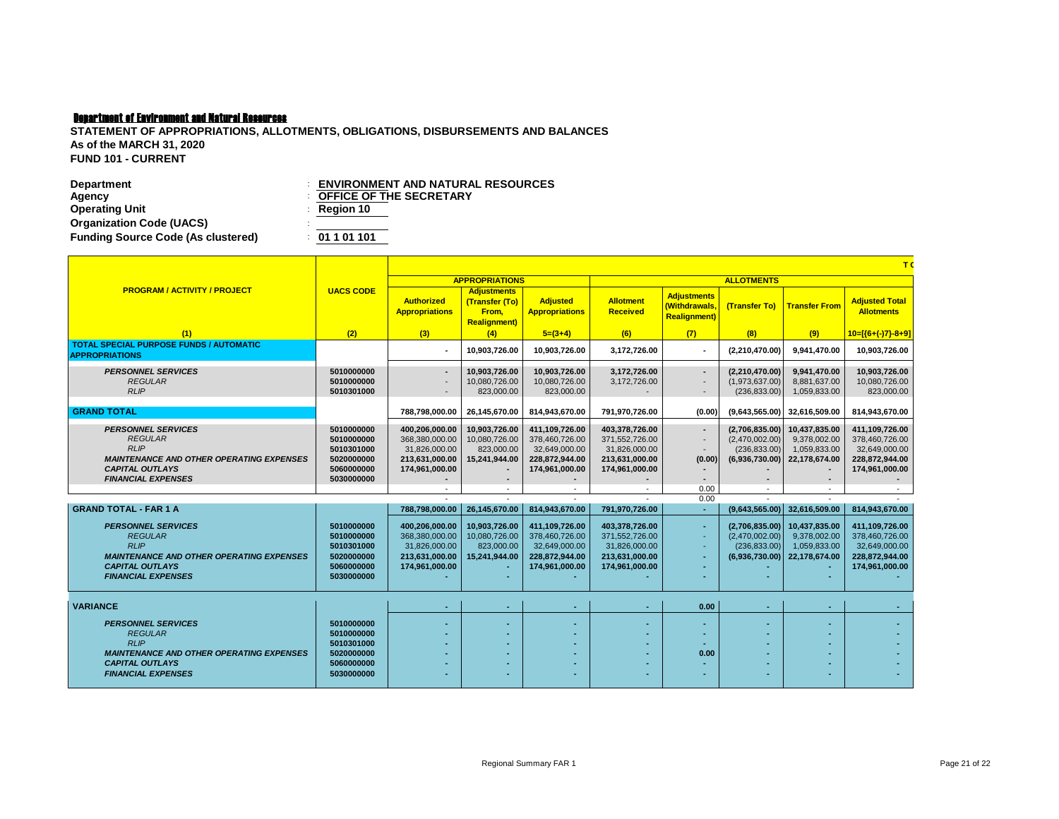**Department of Environment and Natural Resources**

**STATEMENT OF APPROPRIATIONS, ALLOTMENTS, OBLIGATIONS, DISBURSEMENTS AND BALANCES**
**As of the MARCH 31, 2020**
**FUND 101 - CURRENT**

| | | |
|---|---|---|
| **Department** | : | **ENVIRONMENT AND NATURAL RESOURCES** |
| **Agency** | : | **OFFICE OF THE SECRETARY** |
| **Operating Unit** | : | **Region 10** |
| **Organization Code (UACS)** | : | |
| **Funding Source Code (As clustered)** | : | **01 1 01 101** |

| PROGRAM / ACTIVITY / PROJECT | UACS CODE | APPROPRIATIONS | | | ALLOTMENTS | | | | |
|---|---|---|---|---|---|---|---|---|---|
| | | Authorized Appropriations | Adjustments (Transfer (To) From, Realignment) | Adjusted Appropriations | Allotment Received | Adjustments (Withdrawals, Realignment) | (Transfer To) | Transfer From | Adjusted Total Allotments |
| (1) | (2) | (3) | (4) | 5=(3+4) | (6) | (7) | (8) | (9) | 10=[{6+(-)7}-8+9] |
| **TOTAL SPECIAL PURPOSE FUNDS / AUTOMATIC APPROPRIATIONS** | | - | 10,903,726.00 | 10,903,726.00 | 3,172,726.00 | - | (2,210,470.00) | 9,941,470.00 | 10,903,726.00 |
| *PERSONNEL SERVICES* | 5010000000 | - | 10,903,726.00 | 10,903,726.00 | 3,172,726.00 | - | (2,210,470.00) | 9,941,470.00 | 10,903,726.00 |
| *REGULAR* | 5010000000 | - | 10,080,726.00 | 10,080,726.00 | 3,172,726.00 | - | (1,973,637.00) | 8,881,637.00 | 10,080,726.00 |
| *RLIP* | 5010301000 | - | 823,000.00 | 823,000.00 | - | - | (236,833.00) | 1,059,833.00 | 823,000.00 |
| **GRAND TOTAL** | | 788,798,000.00 | 26,145,670.00 | 814,943,670.00 | 791,970,726.00 | (0.00) | (9,643,565.00) | 32,616,509.00 | 814,943,670.00 |
| *PERSONNEL SERVICES* | 5010000000 | 400,206,000.00 | 10,903,726.00 | 411,109,726.00 | 403,378,726.00 | - | (2,706,835.00) | 10,437,835.00 | 411,109,726.00 |
| *REGULAR* | 5010000000 | 368,380,000.00 | 10,080,726.00 | 378,460,726.00 | 371,552,726.00 | - | (2,470,002.00) | 9,378,002.00 | 378,460,726.00 |
| *RLIP* | 5010301000 | 31,826,000.00 | 823,000.00 | 32,649,000.00 | 31,826,000.00 | - | (236,833.00) | 1,059,833.00 | 32,649,000.00 |
| *MAINTENANCE AND OTHER OPERATING EXPENSES* | 5020000000 | 213,631,000.00 | 15,241,944.00 | 228,872,944.00 | 213,631,000.00 | (0.00) | (6,936,730.00) | 22,178,674.00 | 228,872,944.00 |
| *CAPITAL OUTLAYS* | 5060000000 | 174,961,000.00 | - | 174,961,000.00 | 174,961,000.00 | - | - | - | 174,961,000.00 |
| *FINANCIAL EXPENSES* | 5030000000 | - | - | - | - | - | - | - | - |
| | | - | - | - | - | 0.00 | - | - | - |
| | | - | - | - | - | 0.00 | - | - | - |
| **GRAND TOTAL - FAR 1 A** | | 788,798,000.00 | 26,145,670.00 | 814,943,670.00 | 791,970,726.00 | - | (9,643,565.00) | 32,616,509.00 | 814,943,670.00 |
| *PERSONNEL SERVICES* | 5010000000 | 400,206,000.00 | 10,903,726.00 | 411,109,726.00 | 403,378,726.00 | - | (2,706,835.00) | 10,437,835.00 | 411,109,726.00 |
| *REGULAR* | 5010000000 | 368,380,000.00 | 10,080,726.00 | 378,460,726.00 | 371,552,726.00 | - | (2,470,002.00) | 9,378,002.00 | 378,460,726.00 |
| *RLIP* | 5010301000 | 31,826,000.00 | 823,000.00 | 32,649,000.00 | 31,826,000.00 | - | (236,833.00) | 1,059,833.00 | 32,649,000.00 |
| *MAINTENANCE AND OTHER OPERATING EXPENSES* | 5020000000 | 213,631,000.00 | 15,241,944.00 | 228,872,944.00 | 213,631,000.00 | - | (6,936,730.00) | 22,178,674.00 | 228,872,944.00 |
| *CAPITAL OUTLAYS* | 5060000000 | 174,961,000.00 | - | 174,961,000.00 | 174,961,000.00 | - | - | - | 174,961,000.00 |
| *FINANCIAL EXPENSES* | 5030000000 | - | - | - | - | - | - | - | - |
| **VARIANCE** | | - | - | - | - | 0.00 | - | - | - |
| *PERSONNEL SERVICES* | 5010000000 | - | - | - | - | - | - | - | - |
| *REGULAR* | 5010000000 | - | - | - | - | - | - | - | - |
| *RLIP* | 5010301000 | - | - | - | - | - | - | - | - |
| *MAINTENANCE AND OTHER OPERATING EXPENSES* | 5020000000 | - | - | - | - | 0.00 | - | - | - |
| *CAPITAL OUTLAYS* | 5060000000 | - | - | - | - | - | - | - | - |
| *FINANCIAL EXPENSES* | 5030000000 | - | - | - | - | - | - | - | - |

Regional Summary FAR 1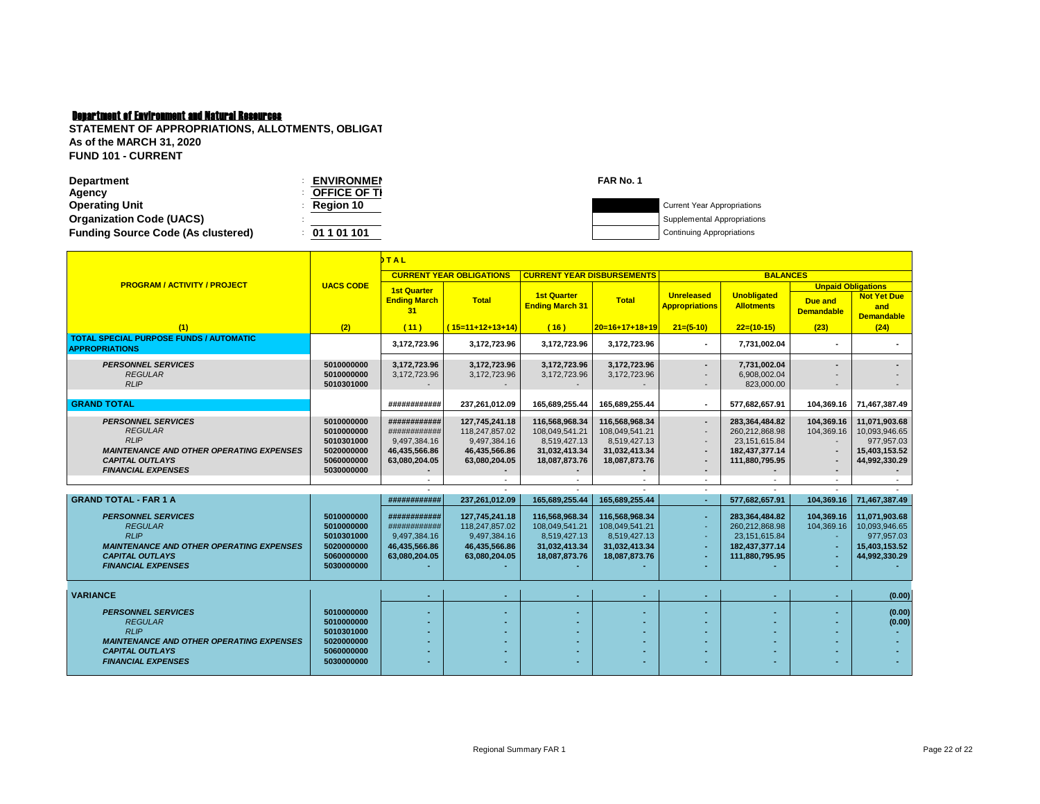**Department of Environment and Natural Resources**

**STATEMENT OF APPROPRIATIONS, ALLOTMENTS, OBLIGAT**
**As of the MARCH 31, 2020**
**FUND 101 - CURRENT**

**Department** : **ENVIRONMEN**
**Agency** : **OFFICE OF TI**
**Operating Unit** : **Region 10**
**Organization Code (UACS)** :
**Funding Source Code (As clustered)** : **01 1 01 101**

**FAR No. 1**

- Current Year Appropriations
- Supplemental Appropriations
- Continuing Appropriations

| PROGRAM / ACTIVITY / PROJECT | UACS CODE | TOTAL | | | | | | | |
|---|---|---|---|---|---|---|---|---|---|
| | | CURRENT YEAR OBLIGATIONS | | CURRENT YEAR DISBURSEMENTS | | BALANCES | | | |
| | | | | | | | | Unpaid Obligations | |
| | | 1st Quarter Ending March 31 | Total | 1st Quarter Ending March 31 | Total | Unreleased Appropriations | Unobligated Allotments | Due and Demandable | Not Yet Due and Demandable |
| (1) | (2) | (11) | (15=11+12+13+14) | (16) | 20=16+17+18+19 | 21=(5-10) | 22=(10-15) | (23) | (24) |
| **TOTAL SPECIAL PURPOSE FUNDS / AUTOMATIC APPROPRIATIONS** | | **3,172,723.96** | **3,172,723.96** | **3,172,723.96** | **3,172,723.96** | **-** | **7,731,002.04** | **-** | **-** |
| ***PERSONNEL SERVICES*** | **5010000000** | **3,172,723.96** | **3,172,723.96** | **3,172,723.96** | **3,172,723.96** | **-** | **7,731,002.04** | **-** | **-** |
| *REGULAR* | 5010000000 | 3,172,723.96 | 3,172,723.96 | 3,172,723.96 | 3,172,723.96 | - | 6,908,002.04 | - | - |
| *RLIP* | 5010301000 | - | - | - | - | - | 823,000.00 | - | - |
| **GRAND TOTAL** | | **############** | **237,261,012.09** | **165,689,255.44** | **165,689,255.44** | **-** | **577,682,657.91** | **104,369.16** | **71,467,387.49** |
| ***PERSONNEL SERVICES*** | **5010000000** | **############** | **127,745,241.18** | **116,568,968.34** | **116,568,968.34** | **-** | **283,364,484.82** | **104,369.16** | **11,071,903.68** |
| *REGULAR* | 5010000000 | ############ | 118,247,857.02 | 108,049,541.21 | 108,049,541.21 | - | 260,212,868.98 | 104,369.16 | 10,093,946.65 |
| *RLIP* | 5010301000 | 9,497,384.16 | 9,497,384.16 | 8,519,427.13 | 8,519,427.13 | - | 23,151,615.84 | - | 977,957.03 |
| ***MAINTENANCE AND OTHER OPERATING EXPENSES*** | **5020000000** | **46,435,566.86** | **46,435,566.86** | **31,032,413.34** | **31,032,413.34** | **-** | **182,437,377.14** | **-** | **15,403,153.52** |
| ***CAPITAL OUTLAYS*** | **5060000000** | **63,080,204.05** | **63,080,204.05** | **18,087,873.76** | **18,087,873.76** | **-** | **111,880,795.95** | **-** | **44,992,330.29** |
| ***FINANCIAL EXPENSES*** | **5030000000** | **-** | **-** | **-** | **-** | **-** | **-** | **-** | **-** |
| | | - | - | - | - | - | - | - | - |
| | | - | - | - | - | - | - | - | - |
| **GRAND TOTAL - FAR 1 A** | | **############** | **237,261,012.09** | **165,689,255.44** | **165,689,255.44** | **-** | **577,682,657.91** | **104,369.16** | **71,467,387.49** |
| ***PERSONNEL SERVICES*** | **5010000000** | **############** | **127,745,241.18** | **116,568,968.34** | **116,568,968.34** | **-** | **283,364,484.82** | **104,369.16** | **11,071,903.68** |
| *REGULAR* | 5010000000 | ############ | 118,247,857.02 | 108,049,541.21 | 108,049,541.21 | - | 260,212,868.98 | 104,369.16 | 10,093,946.65 |
| *RLIP* | 5010301000 | 9,497,384.16 | 9,497,384.16 | 8,519,427.13 | 8,519,427.13 | - | 23,151,615.84 | - | 977,957.03 |
| ***MAINTENANCE AND OTHER OPERATING EXPENSES*** | **5020000000** | **46,435,566.86** | **46,435,566.86** | **31,032,413.34** | **31,032,413.34** | **-** | **182,437,377.14** | **-** | **15,403,153.52** |
| ***CAPITAL OUTLAYS*** | **5060000000** | **63,080,204.05** | **63,080,204.05** | **18,087,873.76** | **18,087,873.76** | **-** | **111,880,795.95** | **-** | **44,992,330.29** |
| ***FINANCIAL EXPENSES*** | **5030000000** | **-** | **-** | **-** | **-** | **-** | **-** | **-** | **-** |
| **VARIANCE** | | **-** | **-** | **-** | **-** | **-** | **-** | **-** | **(0.00)** |
| ***PERSONNEL SERVICES*** | **5010000000** | **-** | **-** | **-** | **-** | **-** | **-** | **-** | **(0.00)** |
| *REGULAR* | 5010000000 | - | - | - | - | - | - | - | (0.00) |
| *RLIP* | 5010301000 | - | - | - | - | - | - | - | - |
| ***MAINTENANCE AND OTHER OPERATING EXPENSES*** | **5020000000** | **-** | **-** | **-** | **-** | **-** | **-** | **-** | **-** |
| ***CAPITAL OUTLAYS*** | **5060000000** | **-** | **-** | **-** | **-** | **-** | **-** | **-** | **-** |
| ***FINANCIAL EXPENSES*** | **5030000000** | **-** | **-** | **-** | **-** | **-** | **-** | **-** | **-** |

Regional Summary FAR 1